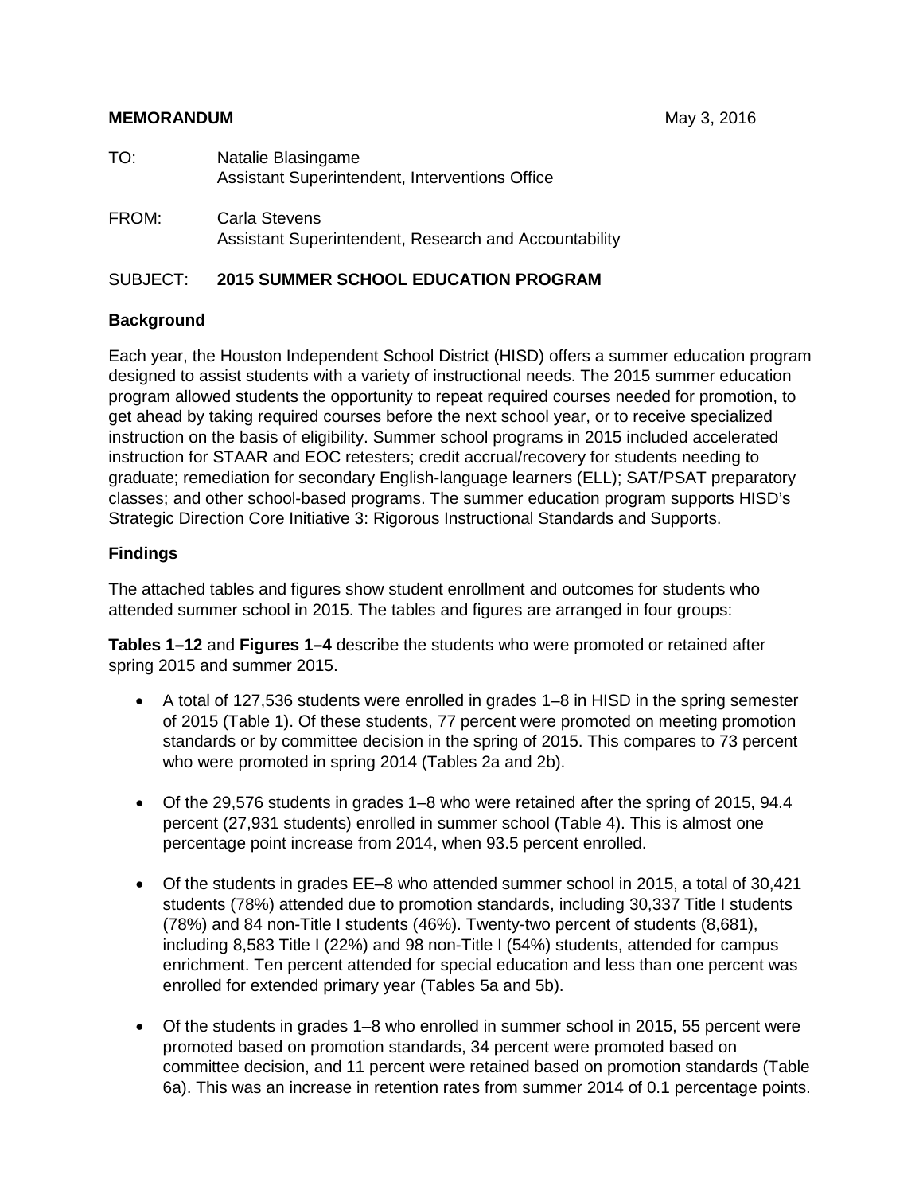**MEMORANDUM** May 3, 2016

TO: Natalie Blasingame
Assistant Superintendent, Interventions Office

FROM: Carla Stevens
Assistant Superintendent, Research and Accountability

SUBJECT: **2015 SUMMER SCHOOL EDUCATION PROGRAM**

**Background**

Each year, the Houston Independent School District (HISD) offers a summer education program designed to assist students with a variety of instructional needs. The 2015 summer education program allowed students the opportunity to repeat required courses needed for promotion, to get ahead by taking required courses before the next school year, or to receive specialized instruction on the basis of eligibility. Summer school programs in 2015 included accelerated instruction for STAAR and EOC retesters; credit accrual/recovery for students needing to graduate; remediation for secondary English-language learners (ELL); SAT/PSAT preparatory classes; and other school-based programs. The summer education program supports HISD's Strategic Direction Core Initiative 3: Rigorous Instructional Standards and Supports.

**Findings**

The attached tables and figures show student enrollment and outcomes for students who attended summer school in 2015. The tables and figures are arranged in four groups:

**Tables 1–12** and **Figures 1–4** describe the students who were promoted or retained after spring 2015 and summer 2015.

- A total of 127,536 students were enrolled in grades 1–8 in HISD in the spring semester of 2015 (Table 1). Of these students, 77 percent were promoted on meeting promotion standards or by committee decision in the spring of 2015. This compares to 73 percent who were promoted in spring 2014 (Tables 2a and 2b).
- Of the 29,576 students in grades 1–8 who were retained after the spring of 2015, 94.4 percent (27,931 students) enrolled in summer school (Table 4). This is almost one percentage point increase from 2014, when 93.5 percent enrolled.
- Of the students in grades EE–8 who attended summer school in 2015, a total of 30,421 students (78%) attended due to promotion standards, including 30,337 Title I students (78%) and 84 non-Title I students (46%). Twenty-two percent of students (8,681), including 8,583 Title I (22%) and 98 non-Title I (54%) students, attended for campus enrichment. Ten percent attended for special education and less than one percent was enrolled for extended primary year (Tables 5a and 5b).
- Of the students in grades 1–8 who enrolled in summer school in 2015, 55 percent were promoted based on promotion standards, 34 percent were promoted based on committee decision, and 11 percent were retained based on promotion standards (Table 6a). This was an increase in retention rates from summer 2014 of 0.1 percentage points.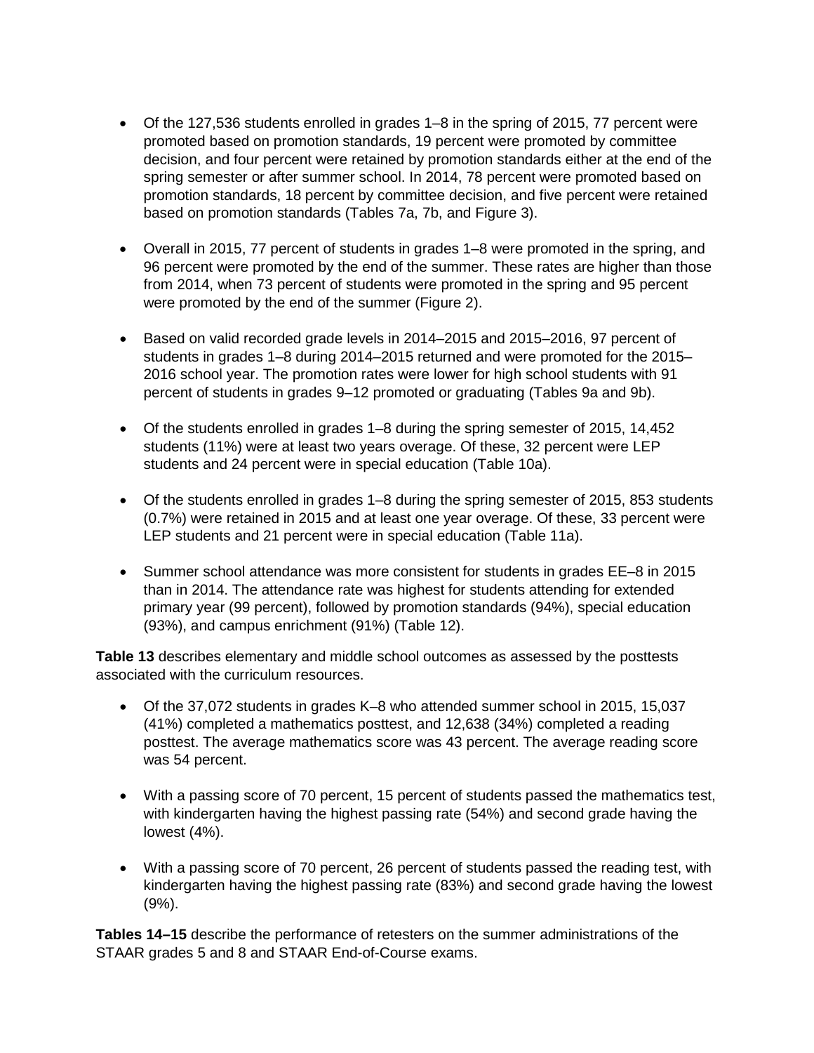- Of the 127,536 students enrolled in grades 1–8 in the spring of 2015, 77 percent were promoted based on promotion standards, 19 percent were promoted by committee decision, and four percent were retained by promotion standards either at the end of the spring semester or after summer school. In 2014, 78 percent were promoted based on promotion standards, 18 percent by committee decision, and five percent were retained based on promotion standards (Tables 7a, 7b, and Figure 3).

- Overall in 2015, 77 percent of students in grades 1–8 were promoted in the spring, and 96 percent were promoted by the end of the summer. These rates are higher than those from 2014, when 73 percent of students were promoted in the spring and 95 percent were promoted by the end of the summer (Figure 2).

- Based on valid recorded grade levels in 2014–2015 and 2015–2016, 97 percent of students in grades 1–8 during 2014–2015 returned and were promoted for the 2015–2016 school year. The promotion rates were lower for high school students with 91 percent of students in grades 9–12 promoted or graduating (Tables 9a and 9b).

- Of the students enrolled in grades 1–8 during the spring semester of 2015, 14,452 students (11%) were at least two years overage. Of these, 32 percent were LEP students and 24 percent were in special education (Table 10a).

- Of the students enrolled in grades 1–8 during the spring semester of 2015, 853 students (0.7%) were retained in 2015 and at least one year overage. Of these, 33 percent were LEP students and 21 percent were in special education (Table 11a).

- Summer school attendance was more consistent for students in grades EE–8 in 2015 than in 2014. The attendance rate was highest for students attending for extended primary year (99 percent), followed by promotion standards (94%), special education (93%), and campus enrichment (91%) (Table 12).

**Table 13** describes elementary and middle school outcomes as assessed by the posttests associated with the curriculum resources.

- Of the 37,072 students in grades K–8 who attended summer school in 2015, 15,037 (41%) completed a mathematics posttest, and 12,638 (34%) completed a reading posttest. The average mathematics score was 43 percent. The average reading score was 54 percent.

- With a passing score of 70 percent, 15 percent of students passed the mathematics test, with kindergarten having the highest passing rate (54%) and second grade having the lowest (4%).

- With a passing score of 70 percent, 26 percent of students passed the reading test, with kindergarten having the highest passing rate (83%) and second grade having the lowest (9%).

**Tables 14–15** describe the performance of retesters on the summer administrations of the STAAR grades 5 and 8 and STAAR End-of-Course exams.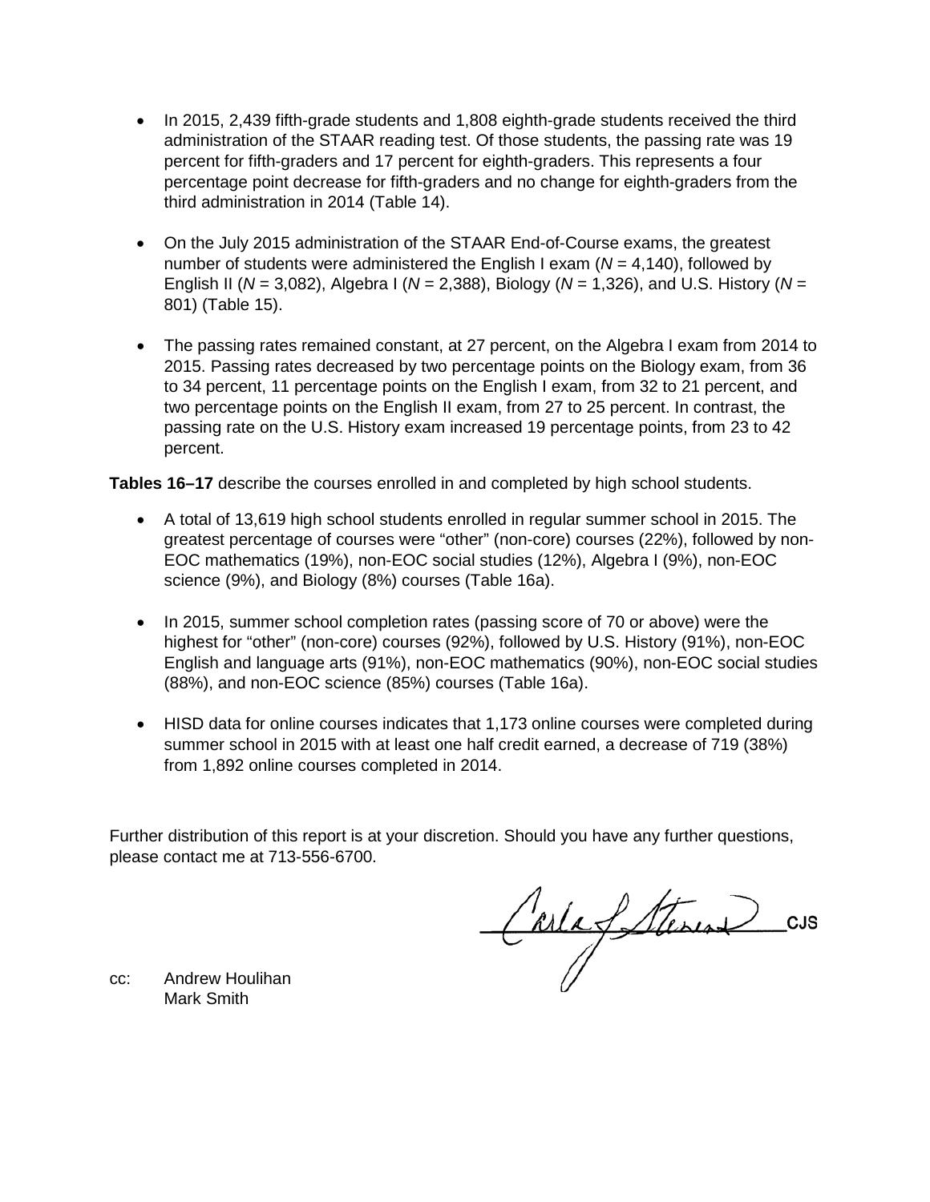- In 2015, 2,439 fifth-grade students and 1,808 eighth-grade students received the third administration of the STAAR reading test. Of those students, the passing rate was 19 percent for fifth-graders and 17 percent for eighth-graders. This represents a four percentage point decrease for fifth-graders and no change for eighth-graders from the third administration in 2014 (Table 14).

- On the July 2015 administration of the STAAR End-of-Course exams, the greatest number of students were administered the English I exam (*N* = 4,140), followed by English II (*N* = 3,082), Algebra I (*N* = 2,388), Biology (*N* = 1,326), and U.S. History (*N* = 801) (Table 15).

- The passing rates remained constant, at 27 percent, on the Algebra I exam from 2014 to 2015. Passing rates decreased by two percentage points on the Biology exam, from 36 to 34 percent, 11 percentage points on the English I exam, from 32 to 21 percent, and two percentage points on the English II exam, from 27 to 25 percent. In contrast, the passing rate on the U.S. History exam increased 19 percentage points, from 23 to 42 percent.

**Tables 16–17** describe the courses enrolled in and completed by high school students.

- A total of 13,619 high school students enrolled in regular summer school in 2015. The greatest percentage of courses were "other" (non-core) courses (22%), followed by non-EOC mathematics (19%), non-EOC social studies (12%), Algebra I (9%), non-EOC science (9%), and Biology (8%) courses (Table 16a).

- In 2015, summer school completion rates (passing score of 70 or above) were the highest for "other" (non-core) courses (92%), followed by U.S. History (91%), non-EOC English and language arts (91%), non-EOC mathematics (90%), non-EOC social studies (88%), and non-EOC science (85%) courses (Table 16a).

- HISD data for online courses indicates that 1,173 online courses were completed during summer school in 2015 with at least one half credit earned, a decrease of 719 (38%) from 1,892 online courses completed in 2014.

Further distribution of this report is at your discretion. Should you have any further questions, please contact me at 713-556-6700.

Carla J. Stevens CJS

cc: Andrew Houlihan
Mark Smith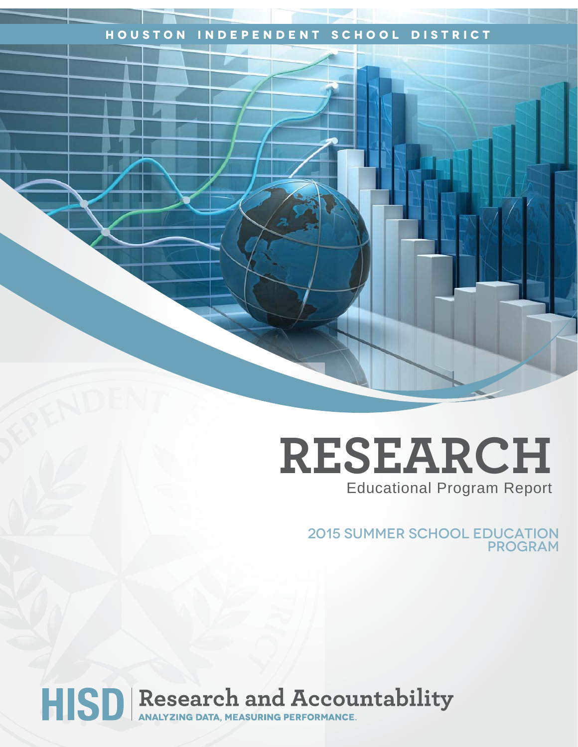HOUSTON INDEPENDENT SCHOOL DISTRICT

# RESEARCH

Educational Program Report

## 2015 SUMMER SCHOOL EDUCATION PROGRAM

HISD | Research and Accountability

ANALYZING DATA, MEASURING PERFORMANCE.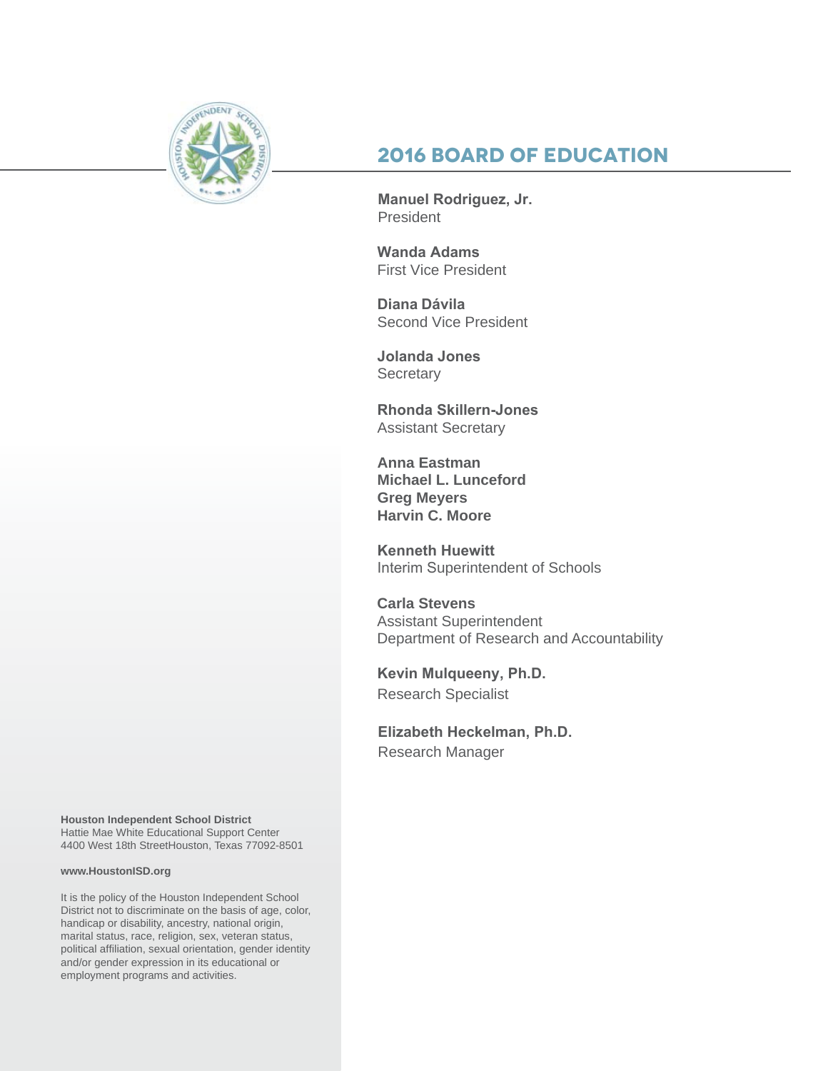# 2016 BOARD OF EDUCATION

**Manuel Rodriguez, Jr.**
President

**Wanda Adams**
First Vice President

**Diana Dávila**
Second Vice President

**Jolanda Jones**
Secretary

**Rhonda Skillern-Jones**
Assistant Secretary

**Anna Eastman**
**Michael L. Lunceford**
**Greg Meyers**
**Harvin C. Moore**

**Kenneth Huewitt**
Interim Superintendent of Schools

**Carla Stevens**
Assistant Superintendent
Department of Research and Accountability

**Kevin Mulqueeny, Ph.D.**
Research Specialist

**Elizabeth Heckelman, Ph.D.**
Research Manager

**Houston Independent School District**
Hattie Mae White Educational Support Center
4400 West 18th StreetHouston, Texas 77092-8501

**www.HoustonISD.org**

It is the policy of the Houston Independent School District not to discriminate on the basis of age, color, handicap or disability, ancestry, national origin, marital status, race, religion, sex, veteran status, political affiliation, sexual orientation, gender identity and/or gender expression in its educational or employment programs and activities.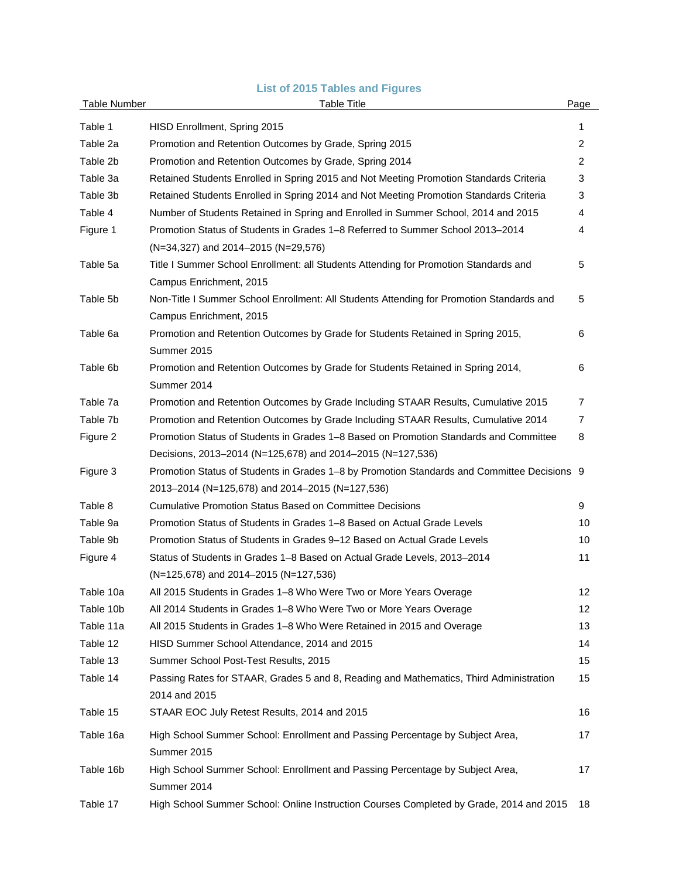## List of 2015 Tables and Figures

| Table Number | Table Title | Page |
|---|---|---|
| Table 1 | HISD Enrollment, Spring 2015 | 1 |
| Table 2a | Promotion and Retention Outcomes by Grade, Spring 2015 | 2 |
| Table 2b | Promotion and Retention Outcomes by Grade, Spring 2014 | 2 |
| Table 3a | Retained Students Enrolled in Spring 2015 and Not Meeting Promotion Standards Criteria | 3 |
| Table 3b | Retained Students Enrolled in Spring 2014 and Not Meeting Promotion Standards Criteria | 3 |
| Table 4 | Number of Students Retained in Spring and Enrolled in Summer School, 2014 and 2015 | 4 |
| Figure 1 | Promotion Status of Students in Grades 1–8 Referred to Summer School 2013–2014 (N=34,327) and 2014–2015 (N=29,576) | 4 |
| Table 5a | Title I Summer School Enrollment: all Students Attending for Promotion Standards and Campus Enrichment, 2015 | 5 |
| Table 5b | Non-Title I Summer School Enrollment: All Students Attending for Promotion Standards and Campus Enrichment, 2015 | 5 |
| Table 6a | Promotion and Retention Outcomes by Grade for Students Retained in Spring 2015, Summer 2015 | 6 |
| Table 6b | Promotion and Retention Outcomes by Grade for Students Retained in Spring 2014, Summer 2014 | 6 |
| Table 7a | Promotion and Retention Outcomes by Grade Including STAAR Results, Cumulative 2015 | 7 |
| Table 7b | Promotion and Retention Outcomes by Grade Including STAAR Results, Cumulative 2014 | 7 |
| Figure 2 | Promotion Status of Students in Grades 1–8 Based on Promotion Standards and Committee Decisions, 2013–2014 (N=125,678) and 2014–2015 (N=127,536) | 8 |
| Figure 3 | Promotion Status of Students in Grades 1–8 by Promotion Standards and Committee Decisions 2013–2014 (N=125,678) and 2014–2015 (N=127,536) | 9 |
| Table 8 | Cumulative Promotion Status Based on Committee Decisions | 9 |
| Table 9a | Promotion Status of Students in Grades 1–8 Based on Actual Grade Levels | 10 |
| Table 9b | Promotion Status of Students in Grades 9–12 Based on Actual Grade Levels | 10 |
| Figure 4 | Status of Students in Grades 1–8 Based on Actual Grade Levels, 2013–2014 (N=125,678) and 2014–2015 (N=127,536) | 11 |
| Table 10a | All 2015 Students in Grades 1–8 Who Were Two or More Years Overage | 12 |
| Table 10b | All 2014 Students in Grades 1–8 Who Were Two or More Years Overage | 12 |
| Table 11a | All 2015 Students in Grades 1–8 Who Were Retained in 2015 and Overage | 13 |
| Table 12 | HISD Summer School Attendance, 2014 and 2015 | 14 |
| Table 13 | Summer School Post-Test Results, 2015 | 15 |
| Table 14 | Passing Rates for STAAR, Grades 5 and 8, Reading and Mathematics, Third Administration 2014 and 2015 | 15 |
| Table 15 | STAAR EOC July Retest Results, 2014 and 2015 | 16 |
| Table 16a | High School Summer School: Enrollment and Passing Percentage by Subject Area, Summer 2015 | 17 |
| Table 16b | High School Summer School: Enrollment and Passing Percentage by Subject Area, Summer 2014 | 17 |
| Table 17 | High School Summer School: Online Instruction Courses Completed by Grade, 2014 and 2015 | 18 |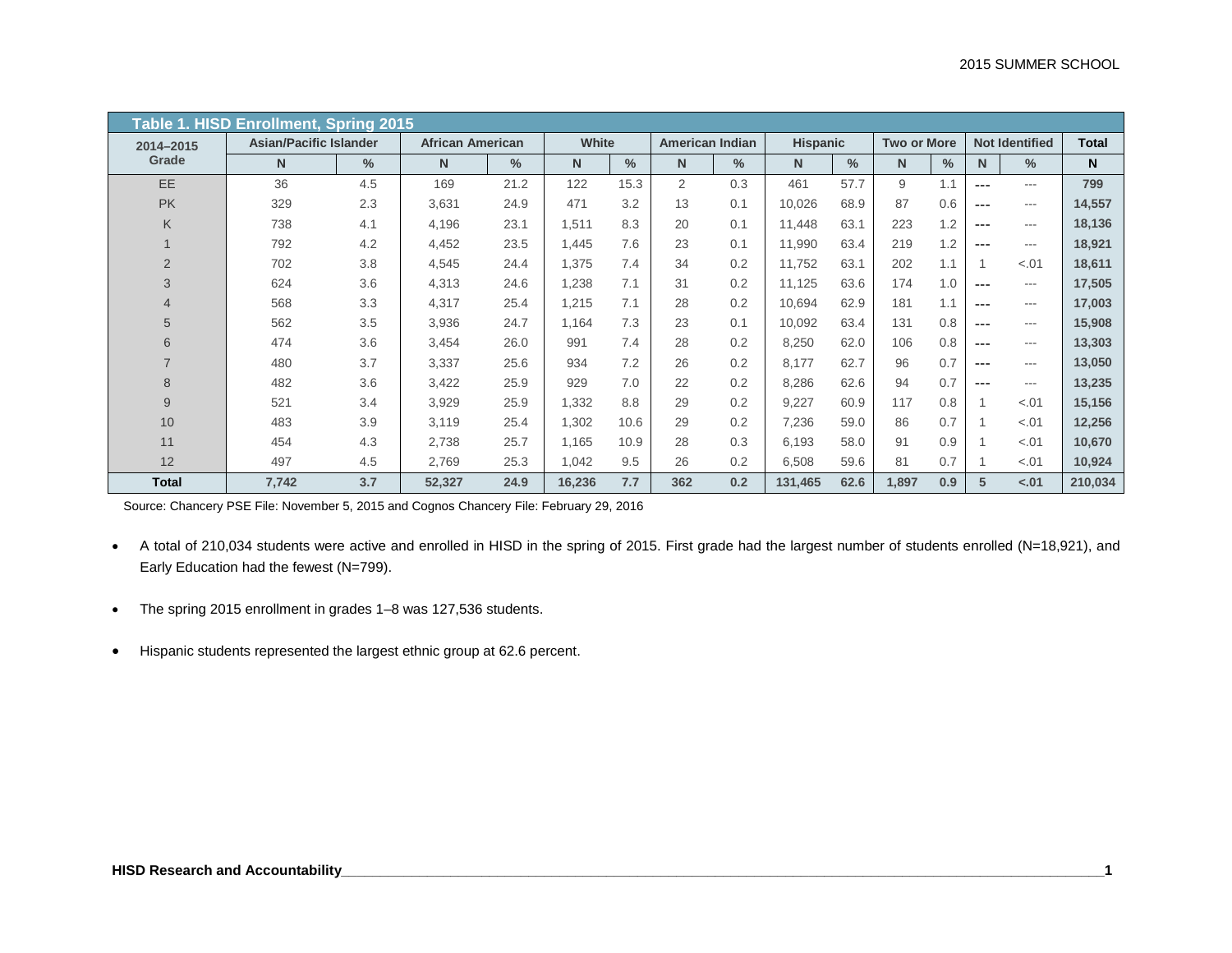**Table 1. HISD Enrollment, Spring 2015**

| 2014–2015 Grade | Asian/Pacific Islander | | African American | | White | | American Indian | | Hispanic | | Two or More | | Not Identified | | Total |
|---|---|---|---|---|---|---|---|---|---|---|---|---|---|---|---|
| | N | % | N | % | N | % | N | % | N | % | N | % | N | % | N |
| EE | 36 | 4.5 | 169 | 21.2 | 122 | 15.3 | 2 | 0.3 | 461 | 57.7 | 9 | 1.1 | --- | --- | **799** |
| PK | 329 | 2.3 | 3,631 | 24.9 | 471 | 3.2 | 13 | 0.1 | 10,026 | 68.9 | 87 | 0.6 | --- | --- | **14,557** |
| K | 738 | 4.1 | 4,196 | 23.1 | 1,511 | 8.3 | 20 | 0.1 | 11,448 | 63.1 | 223 | 1.2 | --- | --- | **18,136** |
| 1 | 792 | 4.2 | 4,452 | 23.5 | 1,445 | 7.6 | 23 | 0.1 | 11,990 | 63.4 | 219 | 1.2 | --- | --- | **18,921** |
| 2 | 702 | 3.8 | 4,545 | 24.4 | 1,375 | 7.4 | 34 | 0.2 | 11,752 | 63.1 | 202 | 1.1 | 1 | <.01 | **18,611** |
| 3 | 624 | 3.6 | 4,313 | 24.6 | 1,238 | 7.1 | 31 | 0.2 | 11,125 | 63.6 | 174 | 1.0 | --- | --- | **17,505** |
| 4 | 568 | 3.3 | 4,317 | 25.4 | 1,215 | 7.1 | 28 | 0.2 | 10,694 | 62.9 | 181 | 1.1 | --- | --- | **17,003** |
| 5 | 562 | 3.5 | 3,936 | 24.7 | 1,164 | 7.3 | 23 | 0.1 | 10,092 | 63.4 | 131 | 0.8 | --- | --- | **15,908** |
| 6 | 474 | 3.6 | 3,454 | 26.0 | 991 | 7.4 | 28 | 0.2 | 8,250 | 62.0 | 106 | 0.8 | --- | --- | **13,303** |
| 7 | 480 | 3.7 | 3,337 | 25.6 | 934 | 7.2 | 26 | 0.2 | 8,177 | 62.7 | 96 | 0.7 | --- | --- | **13,050** |
| 8 | 482 | 3.6 | 3,422 | 25.9 | 929 | 7.0 | 22 | 0.2 | 8,286 | 62.6 | 94 | 0.7 | --- | --- | **13,235** |
| 9 | 521 | 3.4 | 3,929 | 25.9 | 1,332 | 8.8 | 29 | 0.2 | 9,227 | 60.9 | 117 | 0.8 | 1 | <.01 | **15,156** |
| 10 | 483 | 3.9 | 3,119 | 25.4 | 1,302 | 10.6 | 29 | 0.2 | 7,236 | 59.0 | 86 | 0.7 | 1 | <.01 | **12,256** |
| 11 | 454 | 4.3 | 2,738 | 25.7 | 1,165 | 10.9 | 28 | 0.3 | 6,193 | 58.0 | 91 | 0.9 | 1 | <.01 | **10,670** |
| 12 | 497 | 4.5 | 2,769 | 25.3 | 1,042 | 9.5 | 26 | 0.2 | 6,508 | 59.6 | 81 | 0.7 | 1 | <.01 | **10,924** |
| **Total** | **7,742** | **3.7** | **52,327** | **24.9** | **16,236** | **7.7** | **362** | **0.2** | **131,465** | **62.6** | **1,897** | **0.9** | **5** | **<.01** | **210,034** |

Source: Chancery PSE File: November 5, 2015 and Cognos Chancery File: February 29, 2016

- A total of 210,034 students were active and enrolled in HISD in the spring of 2015. First grade had the largest number of students enrolled (N=18,921), and Early Education had the fewest (N=799).

- The spring 2015 enrollment in grades 1–8 was 127,536 students.

- Hispanic students represented the largest ethnic group at 62.6 percent.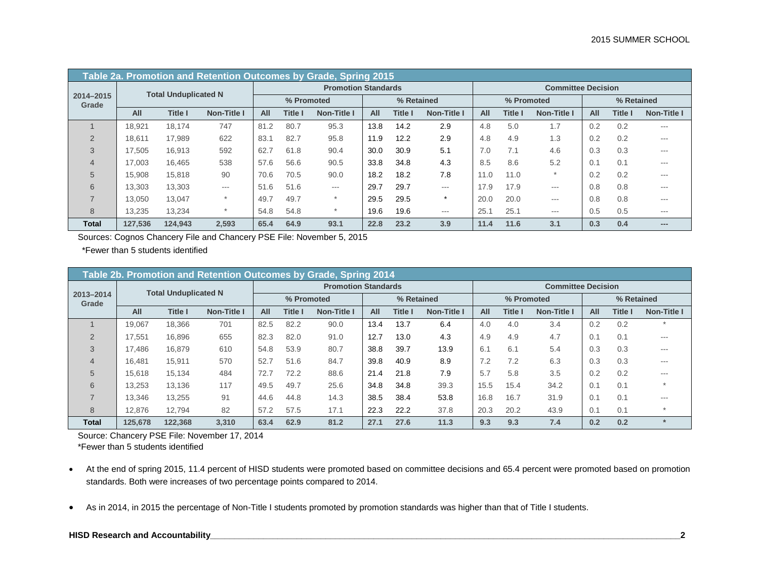**Table 2a. Promotion and Retention Outcomes by Grade, Spring 2015**

| 2014–2015 Grade | Total Unduplicated N | | | Promotion Standards | | | | | | Committee Decision | | | | | |
|---|---|---|---|---|---|---|---|---|---|---|---|---|---|---|---|
| | | | | % Promoted | | | % Retained | | | % Promoted | | | % Retained | | |
| | All | Title I | Non-Title I | All | Title I | Non-Title I | All | Title I | Non-Title I | All | Title I | Non-Title I | All | Title I | Non-Title I |
| 1 | 18,921 | 18,174 | 747 | 81.2 | 80.7 | 95.3 | 13.8 | 14.2 | 2.9 | 4.8 | 5.0 | 1.7 | 0.2 | 0.2 | --- |
| 2 | 18,611 | 17,989 | 622 | 83.1 | 82.7 | 95.8 | 11.9 | 12.2 | 2.9 | 4.8 | 4.9 | 1.3 | 0.2 | 0.2 | --- |
| 3 | 17,505 | 16,913 | 592 | 62.7 | 61.8 | 90.4 | 30.0 | 30.9 | 5.1 | 7.0 | 7.1 | 4.6 | 0.3 | 0.3 | --- |
| 4 | 17,003 | 16,465 | 538 | 57.6 | 56.6 | 90.5 | 33.8 | 34.8 | 4.3 | 8.5 | 8.6 | 5.2 | 0.1 | 0.1 | --- |
| 5 | 15,908 | 15,818 | 90 | 70.6 | 70.5 | 90.0 | 18.2 | 18.2 | 7.8 | 11.0 | 11.0 | * | 0.2 | 0.2 | --- |
| 6 | 13,303 | 13,303 | --- | 51.6 | 51.6 | --- | 29.7 | 29.7 | --- | 17.9 | 17.9 | --- | 0.8 | 0.8 | --- |
| 7 | 13,050 | 13,047 | * | 49.7 | 49.7 | * | 29.5 | 29.5 | * | 20.0 | 20.0 | --- | 0.8 | 0.8 | --- |
| 8 | 13,235 | 13,234 | * | 54.8 | 54.8 | * | 19.6 | 19.6 | --- | 25.1 | 25.1 | --- | 0.5 | 0.5 | --- |
| **Total** | **127,536** | **124,943** | **2,593** | **65.4** | **64.9** | **93.1** | **22.8** | **23.2** | **3.9** | **11.4** | **11.6** | **3.1** | **0.3** | **0.4** | **---** |

Sources: Cognos Chancery File and Chancery PSE File: November 5, 2015

*Fewer than 5 students identified

**Table 2b. Promotion and Retention Outcomes by Grade, Spring 2014**

| 2013–2014 Grade | Total Unduplicated N | | | Promotion Standards | | | | | | Committee Decision | | | | | |
|---|---|---|---|---|---|---|---|---|---|---|---|---|---|---|---|
| | | | | % Promoted | | | % Retained | | | % Promoted | | | % Retained | | |
| | All | Title I | Non-Title I | All | Title I | Non-Title I | All | Title I | Non-Title I | All | Title I | Non-Title I | All | Title I | Non-Title I |
| 1 | 19,067 | 18,366 | 701 | 82.5 | 82.2 | 90.0 | 13.4 | 13.7 | 6.4 | 4.0 | 4.0 | 3.4 | 0.2 | 0.2 | * |
| 2 | 17,551 | 16,896 | 655 | 82.3 | 82.0 | 91.0 | 12.7 | 13.0 | 4.3 | 4.9 | 4.9 | 4.7 | 0.1 | 0.1 | --- |
| 3 | 17,486 | 16,879 | 610 | 54.8 | 53.9 | 80.7 | 38.8 | 39.7 | 13.9 | 6.1 | 6.1 | 5.4 | 0.3 | 0.3 | --- |
| 4 | 16,481 | 15,911 | 570 | 52.7 | 51.6 | 84.7 | 39.8 | 40.9 | 8.9 | 7.2 | 7.2 | 6.3 | 0.3 | 0.3 | --- |
| 5 | 15,618 | 15,134 | 484 | 72.7 | 72.2 | 88.6 | 21.4 | 21.8 | 7.9 | 5.7 | 5.8 | 3.5 | 0.2 | 0.2 | --- |
| 6 | 13,253 | 13,136 | 117 | 49.5 | 49.7 | 25.6 | 34.8 | 34.8 | 39.3 | 15.5 | 15.4 | 34.2 | 0.1 | 0.1 | * |
| 7 | 13,346 | 13,255 | 91 | 44.6 | 44.8 | 14.3 | 38.5 | 38.4 | 53.8 | 16.8 | 16.7 | 31.9 | 0.1 | 0.1 | --- |
| 8 | 12,876 | 12,794 | 82 | 57.2 | 57.5 | 17.1 | 22.3 | 22.2 | 37.8 | 20.3 | 20.2 | 43.9 | 0.1 | 0.1 | * |
| **Total** | **125,678** | **122,368** | **3,310** | **63.4** | **62.9** | **81.2** | **27.1** | **27.6** | **11.3** | **9.3** | **9.3** | **7.4** | **0.2** | **0.2** | * |

Source: Chancery PSE File: November 17, 2014

*Fewer than 5 students identified

- At the end of spring 2015, 11.4 percent of HISD students were promoted based on committee decisions and 65.4 percent were promoted based on promotion standards. Both were increases of two percentage points compared to 2014.
- As in 2014, in 2015 the percentage of Non-Title I students promoted by promotion standards was higher than that of Title I students.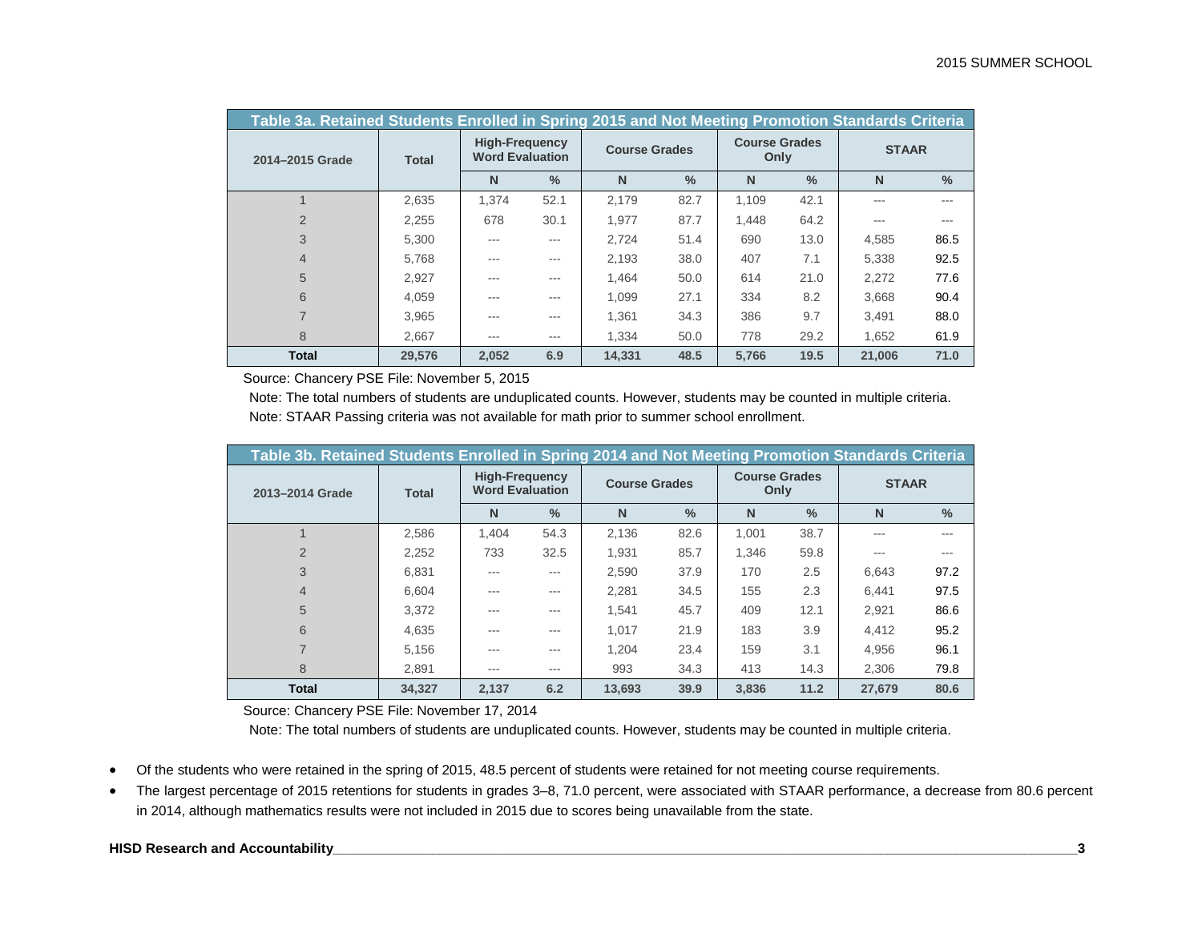**Table 3a. Retained Students Enrolled in Spring 2015 and Not Meeting Promotion Standards Criteria**

| 2014–2015 Grade | Total | High-Frequency Word Evaluation | | Course Grades | | Course Grades Only | | STAAR | |
|---|---|---|---|---|---|---|---|---|---|
| | | N | % | N | % | N | % | N | % |
| 1 | 2,635 | 1,374 | 52.1 | 2,179 | 82.7 | 1,109 | 42.1 | --- | --- |
| 2 | 2,255 | 678 | 30.1 | 1,977 | 87.7 | 1,448 | 64.2 | --- | --- |
| 3 | 5,300 | --- | --- | 2,724 | 51.4 | 690 | 13.0 | 4,585 | 86.5 |
| 4 | 5,768 | --- | --- | 2,193 | 38.0 | 407 | 7.1 | 5,338 | 92.5 |
| 5 | 2,927 | --- | --- | 1,464 | 50.0 | 614 | 21.0 | 2,272 | 77.6 |
| 6 | 4,059 | --- | --- | 1,099 | 27.1 | 334 | 8.2 | 3,668 | 90.4 |
| 7 | 3,965 | --- | --- | 1,361 | 34.3 | 386 | 9.7 | 3,491 | 88.0 |
| 8 | 2,667 | --- | --- | 1,334 | 50.0 | 778 | 29.2 | 1,652 | 61.9 |
| **Total** | **29,576** | **2,052** | **6.9** | **14,331** | **48.5** | **5,766** | **19.5** | **21,006** | **71.0** |

Source: Chancery PSE File: November 5, 2015

Note: The total numbers of students are unduplicated counts. However, students may be counted in multiple criteria.

Note: STAAR Passing criteria was not available for math prior to summer school enrollment.

**Table 3b. Retained Students Enrolled in Spring 2014 and Not Meeting Promotion Standards Criteria**

| 2013–2014 Grade | Total | High-Frequency Word Evaluation | | Course Grades | | Course Grades Only | | STAAR | |
|---|---|---|---|---|---|---|---|---|---|
| | | N | % | N | % | N | % | N | % |
| 1 | 2,586 | 1,404 | 54.3 | 2,136 | 82.6 | 1,001 | 38.7 | --- | --- |
| 2 | 2,252 | 733 | 32.5 | 1,931 | 85.7 | 1,346 | 59.8 | --- | --- |
| 3 | 6,831 | --- | --- | 2,590 | 37.9 | 170 | 2.5 | 6,643 | 97.2 |
| 4 | 6,604 | --- | --- | 2,281 | 34.5 | 155 | 2.3 | 6,441 | 97.5 |
| 5 | 3,372 | --- | --- | 1,541 | 45.7 | 409 | 12.1 | 2,921 | 86.6 |
| 6 | 4,635 | --- | --- | 1,017 | 21.9 | 183 | 3.9 | 4,412 | 95.2 |
| 7 | 5,156 | --- | --- | 1,204 | 23.4 | 159 | 3.1 | 4,956 | 96.1 |
| 8 | 2,891 | --- | --- | 993 | 34.3 | 413 | 14.3 | 2,306 | 79.8 |
| **Total** | **34,327** | **2,137** | **6.2** | **13,693** | **39.9** | **3,836** | **11.2** | **27,679** | **80.6** |

Source: Chancery PSE File: November 17, 2014

Note: The total numbers of students are unduplicated counts. However, students may be counted in multiple criteria.

- Of the students who were retained in the spring of 2015, 48.5 percent of students were retained for not meeting course requirements.
- The largest percentage of 2015 retentions for students in grades 3–8, 71.0 percent, were associated with STAAR performance, a decrease from 80.6 percent in 2014, although mathematics results were not included in 2015 due to scores being unavailable from the state.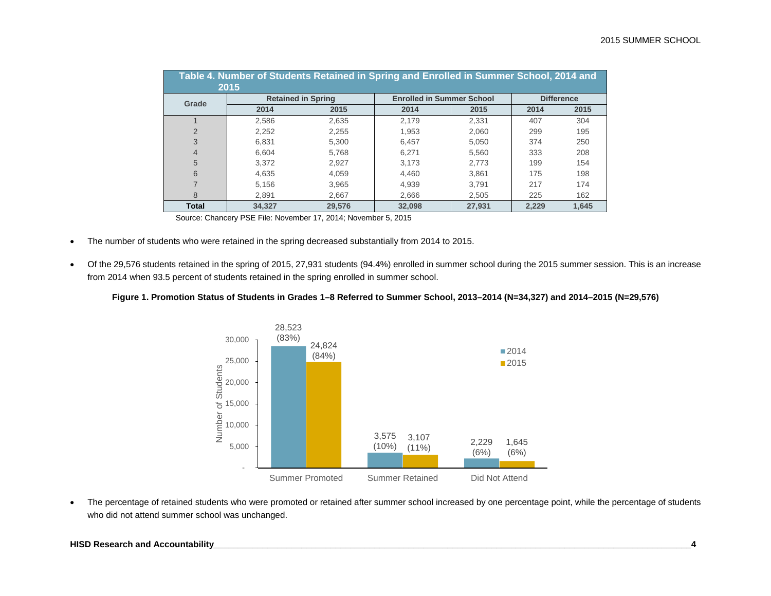**Table 4. Number of Students Retained in Spring and Enrolled in Summer School, 2014 and 2015**

| Grade | Retained in Spring | | Enrolled in Summer School | | Difference | |
|---|---|---|---|---|---|---|
| | 2014 | 2015 | 2014 | 2015 | 2014 | 2015 |
| 1 | 2,586 | 2,635 | 2,179 | 2,331 | 407 | 304 |
| 2 | 2,252 | 2,255 | 1,953 | 2,060 | 299 | 195 |
| 3 | 6,831 | 5,300 | 6,457 | 5,050 | 374 | 250 |
| 4 | 6,604 | 5,768 | 6,271 | 5,560 | 333 | 208 |
| 5 | 3,372 | 2,927 | 3,173 | 2,773 | 199 | 154 |
| 6 | 4,635 | 4,059 | 4,460 | 3,861 | 175 | 198 |
| 7 | 5,156 | 3,965 | 4,939 | 3,791 | 217 | 174 |
| 8 | 2,891 | 2,667 | 2,666 | 2,505 | 225 | 162 |
| **Total** | **34,327** | **29,576** | **32,098** | **27,931** | **2,229** | **1,645** |

Source: Chancery PSE File: November 17, 2014; November 5, 2015

- The number of students who were retained in the spring decreased substantially from 2014 to 2015.
- Of the 29,576 students retained in the spring of 2015, 27,931 students (94.4%) enrolled in summer school during the 2015 summer session. This is an increase from 2014 when 93.5 percent of students retained in the spring enrolled in summer school.

**Figure 1. Promotion Status of Students in Grades 1–8 Referred to Summer School, 2013–2014 (N=34,327) and 2014–2015 (N=29,576)**

| | 2014 | 2015 |
|---|---|---|
| Summer Promoted | 28,523 (83%) | 24,824 (84%) |
| Summer Retained | 3,575 (10%) | 3,107 (11%) |
| Did Not Attend | 2,229 (6%) | 1,645 (6%) |

- The percentage of retained students who were promoted or retained after summer school increased by one percentage point, while the percentage of students who did not attend summer school was unchanged.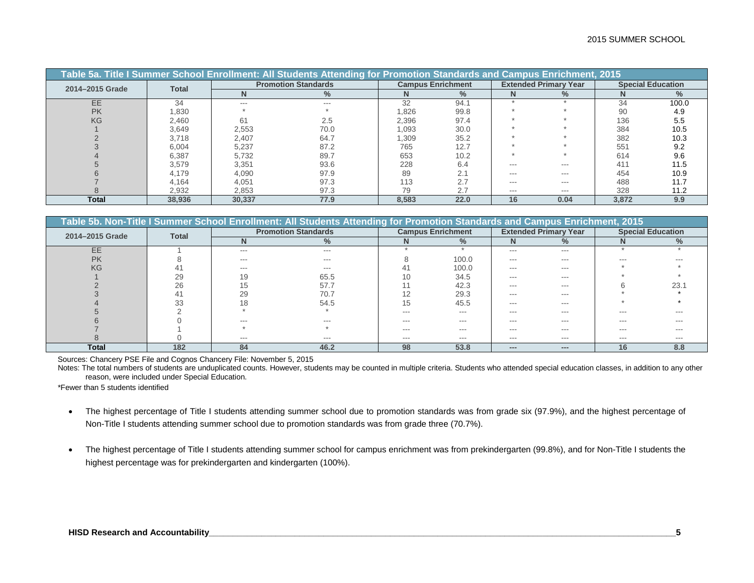**Table 5a. Title I Summer School Enrollment: All Students Attending for Promotion Standards and Campus Enrichment, 2015**

| 2014–2015 Grade | Total | Promotion Standards | | Campus Enrichment | | Extended Primary Year | | Special Education | |
|---|---|---|---|---|---|---|---|---|---|
| | | N | % | N | % | N | % | N | % |
| EE | 34 | --- | --- | 32 | 94.1 | * | * | 34 | 100.0 |
| PK | 1,830 | * | * | 1,826 | 99.8 | * | * | 90 | 4.9 |
| KG | 2,460 | 61 | 2.5 | 2,396 | 97.4 | * | * | 136 | 5.5 |
| 1 | 3,649 | 2,553 | 70.0 | 1,093 | 30.0 | * | * | 384 | 10.5 |
| 2 | 3,718 | 2,407 | 64.7 | 1,309 | 35.2 | * | * | 382 | 10.3 |
| 3 | 6,004 | 5,237 | 87.2 | 765 | 12.7 | * | * | 551 | 9.2 |
| 4 | 6,387 | 5,732 | 89.7 | 653 | 10.2 | * | * | 614 | 9.6 |
| 5 | 3,579 | 3,351 | 93.6 | 228 | 6.4 | --- | --- | 411 | 11.5 |
| 6 | 4,179 | 4,090 | 97.9 | 89 | 2.1 | --- | --- | 454 | 10.9 |
| 7 | 4,164 | 4,051 | 97.3 | 113 | 2.7 | --- | --- | 488 | 11.7 |
| 8 | 2,932 | 2,853 | 97.3 | 79 | 2.7 | --- | --- | 328 | 11.2 |
| **Total** | **38,936** | **30,337** | **77.9** | **8,583** | **22.0** | **16** | **0.04** | **3,872** | **9.9** |

**Table 5b. Non-Title I Summer School Enrollment: All Students Attending for Promotion Standards and Campus Enrichment, 2015**

| 2014–2015 Grade | Total | Promotion Standards | | Campus Enrichment | | Extended Primary Year | | Special Education | |
|---|---|---|---|---|---|---|---|---|---|
| | | N | % | N | % | N | % | N | % |
| EE | 1 | --- | --- | * | * | --- | --- | * | * |
| PK | 8 | --- | --- | 8 | 100.0 | --- | --- | --- | --- |
| KG | 41 | --- | --- | 41 | 100.0 | --- | --- | * | * |
| 1 | 29 | 19 | 65.5 | 10 | 34.5 | --- | --- | * | * |
| 2 | 26 | 15 | 57.7 | 11 | 42.3 | --- | --- | 6 | 23.1 |
| 3 | 41 | 29 | 70.7 | 12 | 29.3 | --- | --- | * | * |
| 4 | 33 | 18 | 54.5 | 15 | 45.5 | --- | --- | * | * |
| 5 | 2 | * | * | --- | --- | --- | --- | --- | --- |
| 6 | 0 | --- | --- | --- | --- | --- | --- | --- | --- |
| 7 | 1 | * | * | --- | --- | --- | --- | --- | --- |
| 8 | 0 | --- | --- | --- | --- | --- | --- | --- | --- |
| **Total** | **182** | **84** | **46.2** | **98** | **53.8** | **---** | **---** | **16** | **8.8** |

Sources: Chancery PSE File and Cognos Chancery File: November 5, 2015

Notes: The total numbers of students are unduplicated counts. However, students may be counted in multiple criteria. Students who attended special education classes, in addition to any other reason, were included under Special Education.

*Fewer than 5 students identified

- The highest percentage of Title I students attending summer school due to promotion standards was from grade six (97.9%), and the highest percentage of Non-Title I students attending summer school due to promotion standards was from grade three (70.7%).
- The highest percentage of Title I students attending summer school for campus enrichment was from prekindergarten (99.8%), and for Non-Title I students the highest percentage was for prekindergarten and kindergarten (100%).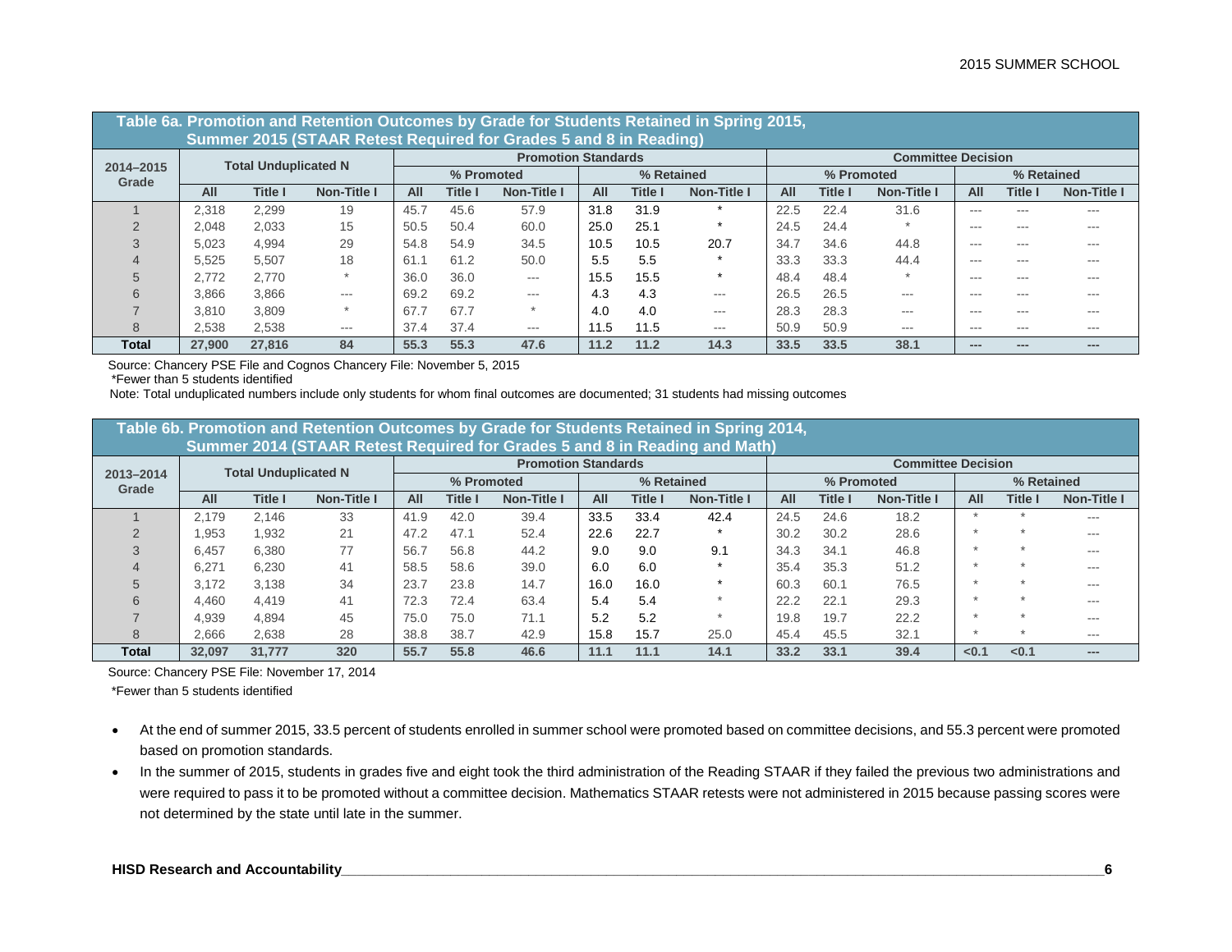**Table 6a. Promotion and Retention Outcomes by Grade for Students Retained in Spring 2015, Summer 2015 (STAAR Retest Required for Grades 5 and 8 in Reading)**

| 2014–2015 Grade | Total Unduplicated N | | | Promotion Standards | | | | | | Committee Decision | | | | | |
|---|---|---|---|---|---|---|---|---|---|---|---|---|---|---|---|
| | | | | % Promoted | | | % Retained | | | % Promoted | | | % Retained | | |
| | All | Title I | Non-Title I | All | Title I | Non-Title I | All | Title I | Non-Title I | All | Title I | Non-Title I | All | Title I | Non-Title I |
| 1 | 2,318 | 2,299 | 19 | 45.7 | 45.6 | 57.9 | 31.8 | 31.9 | * | 22.5 | 22.4 | 31.6 | --- | --- | --- |
| 2 | 2,048 | 2,033 | 15 | 50.5 | 50.4 | 60.0 | 25.0 | 25.1 | * | 24.5 | 24.4 | * | --- | --- | --- |
| 3 | 5,023 | 4,994 | 29 | 54.8 | 54.9 | 34.5 | 10.5 | 10.5 | 20.7 | 34.7 | 34.6 | 44.8 | --- | --- | --- |
| 4 | 5,525 | 5,507 | 18 | 61.1 | 61.2 | 50.0 | 5.5 | 5.5 | * | 33.3 | 33.3 | 44.4 | --- | --- | --- |
| 5 | 2,772 | 2,770 | * | 36.0 | 36.0 | --- | 15.5 | 15.5 | * | 48.4 | 48.4 | * | --- | --- | --- |
| 6 | 3,866 | 3,866 | --- | 69.2 | 69.2 | --- | 4.3 | 4.3 | --- | 26.5 | 26.5 | --- | --- | --- | --- |
| 7 | 3,810 | 3,809 | * | 67.7 | 67.7 | * | 4.0 | 4.0 | --- | 28.3 | 28.3 | --- | --- | --- | --- |
| 8 | 2,538 | 2,538 | --- | 37.4 | 37.4 | --- | 11.5 | 11.5 | --- | 50.9 | 50.9 | --- | --- | --- | --- |
| **Total** | **27,900** | **27,816** | **84** | **55.3** | **55.3** | **47.6** | **11.2** | **11.2** | **14.3** | **33.5** | **33.5** | **38.1** | **---** | **---** | **---** |

Source: Chancery PSE File and Cognos Chancery File: November 5, 2015

*Fewer than 5 students identified

Note: Total unduplicated numbers include only students for whom final outcomes are documented; 31 students had missing outcomes

**Table 6b. Promotion and Retention Outcomes by Grade for Students Retained in Spring 2014, Summer 2014 (STAAR Retest Required for Grades 5 and 8 in Reading and Math)**

| 2013–2014 Grade | Total Unduplicated N | | | Promotion Standards | | | | | | Committee Decision | | | | | |
|---|---|---|---|---|---|---|---|---|---|---|---|---|---|---|---|
| | | | | % Promoted | | | % Retained | | | % Promoted | | | % Retained | | |
| | All | Title I | Non-Title I | All | Title I | Non-Title I | All | Title I | Non-Title I | All | Title I | Non-Title I | All | Title I | Non-Title I |
| 1 | 2,179 | 2,146 | 33 | 41.9 | 42.0 | 39.4 | 33.5 | 33.4 | 42.4 | 24.5 | 24.6 | 18.2 | * | * | --- |
| 2 | 1,953 | 1,932 | 21 | 47.2 | 47.1 | 52.4 | 22.6 | 22.7 | * | 30.2 | 30.2 | 28.6 | * | * | --- |
| 3 | 6,457 | 6,380 | 77 | 56.7 | 56.8 | 44.2 | 9.0 | 9.0 | 9.1 | 34.3 | 34.1 | 46.8 | * | * | --- |
| 4 | 6,271 | 6,230 | 41 | 58.5 | 58.6 | 39.0 | 6.0 | 6.0 | * | 35.4 | 35.3 | 51.2 | * | * | --- |
| 5 | 3,172 | 3,138 | 34 | 23.7 | 23.8 | 14.7 | 16.0 | 16.0 | * | 60.3 | 60.1 | 76.5 | * | * | --- |
| 6 | 4,460 | 4,419 | 41 | 72.3 | 72.4 | 63.4 | 5.4 | 5.4 | * | 22.2 | 22.1 | 29.3 | * | * | --- |
| 7 | 4,939 | 4,894 | 45 | 75.0 | 75.0 | 71.1 | 5.2 | 5.2 | * | 19.8 | 19.7 | 22.2 | * | * | --- |
| 8 | 2,666 | 2,638 | 28 | 38.8 | 38.7 | 42.9 | 15.8 | 15.7 | 25.0 | 45.4 | 45.5 | 32.1 | * | * | --- |
| **Total** | **32,097** | **31,777** | **320** | **55.7** | **55.8** | **46.6** | **11.1** | **11.1** | **14.1** | **33.2** | **33.1** | **39.4** | **<0.1** | **<0.1** | **---** |

Source: Chancery PSE File: November 17, 2014

*Fewer than 5 students identified

- At the end of summer 2015, 33.5 percent of students enrolled in summer school were promoted based on committee decisions, and 55.3 percent were promoted based on promotion standards.
- In the summer of 2015, students in grades five and eight took the third administration of the Reading STAAR if they failed the previous two administrations and were required to pass it to be promoted without a committee decision. Mathematics STAAR retests were not administered in 2015 because passing scores were not determined by the state until late in the summer.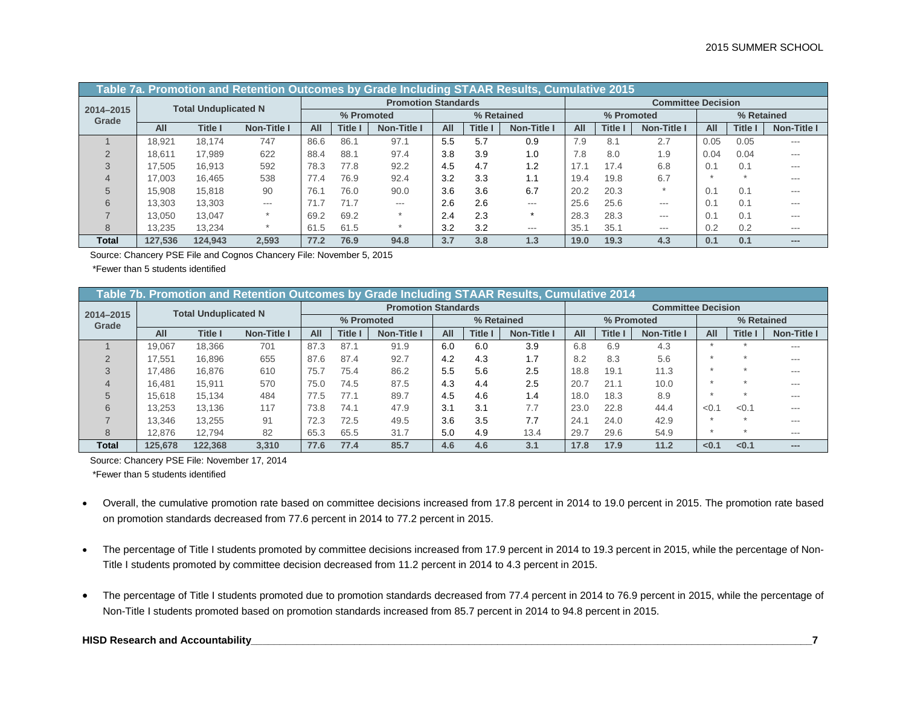| Table 7a. Promotion and Retention Outcomes by Grade Including STAAR Results, Cumulative 2015 | | | | | | | | | | | | | | | | | | |
|---|---|---|---|---|---|---|---|---|---|---|---|---|---|---|---|---|---|---|
| 2014–2015 Grade | Total Unduplicated N | | | Promotion Standards | | | | | | Committee Decision | | | | | | | | |
| | | | | % Promoted | | | % Retained | | | % Promoted | | | % Retained | | | | | |
| | All | Title I | Non-Title I | All | Title I | Non-Title I | All | Title I | Non-Title I | All | Title I | Non-Title I | All | Title I | Non-Title I | | | |
| 1 | 18,921 | 18,174 | 747 | 86.6 | 86.1 | 97.1 | 5.5 | 5.7 | 0.9 | 7.9 | 8.1 | 2.7 | 0.05 | 0.05 | --- | | | |
| 2 | 18,611 | 17,989 | 622 | 88.4 | 88.1 | 97.4 | 3.8 | 3.9 | 1.0 | 7.8 | 8.0 | 1.9 | 0.04 | 0.04 | --- | | | |
| 3 | 17,505 | 16,913 | 592 | 78.3 | 77.8 | 92.2 | 4.5 | 4.7 | 1.2 | 17.1 | 17.4 | 6.8 | 0.1 | 0.1 | --- | | | |
| 4 | 17,003 | 16,465 | 538 | 77.4 | 76.9 | 92.4 | 3.2 | 3.3 | 1.1 | 19.4 | 19.8 | 6.7 | * | * | --- | | | |
| 5 | 15,908 | 15,818 | 90 | 76.1 | 76.0 | 90.0 | 3.6 | 3.6 | 6.7 | 20.2 | 20.3 | * | 0.1 | 0.1 | --- | | | |
| 6 | 13,303 | 13,303 | --- | 71.7 | 71.7 | --- | 2.6 | 2.6 | --- | 25.6 | 25.6 | --- | 0.1 | 0.1 | --- | | | |
| 7 | 13,050 | 13,047 | * | 69.2 | 69.2 | * | 2.4 | 2.3 | * | 28.3 | 28.3 | --- | 0.1 | 0.1 | --- | | | |
| 8 | 13,235 | 13,234 | * | 61.5 | 61.5 | * | 3.2 | 3.2 | --- | 35.1 | 35.1 | --- | 0.2 | 0.2 | --- | | | |
| **Total** | **127,536** | **124,943** | **2,593** | **77.2** | **76.9** | **94.8** | **3.7** | **3.8** | **1.3** | **19.0** | **19.3** | **4.3** | **0.1** | **0.1** | **---** | | | |

Source: Chancery PSE File and Cognos Chancery File: November 5, 2015

*Fewer than 5 students identified

| Table 7b. Promotion and Retention Outcomes by Grade Including STAAR Results, Cumulative 2014 | | | | | | | | | | | | | | | | | | |
|---|---|---|---|---|---|---|---|---|---|---|---|---|---|---|---|---|---|---|
| 2014–2015 Grade | Total Unduplicated N | | | Promotion Standards | | | | | | Committee Decision | | | | | | | | |
| | | | | % Promoted | | | % Retained | | | % Promoted | | | % Retained | | | | | |
| | All | Title I | Non-Title I | All | Title I | Non-Title I | All | Title I | Non-Title I | All | Title I | Non-Title I | All | Title I | Non-Title I | | | |
| 1 | 19,067 | 18,366 | 701 | 87.3 | 87.1 | 91.9 | 6.0 | 6.0 | 3.9 | 6.8 | 6.9 | 4.3 | * | * | --- | | | |
| 2 | 17,551 | 16,896 | 655 | 87.6 | 87.4 | 92.7 | 4.2 | 4.3 | 1.7 | 8.2 | 8.3 | 5.6 | * | * | --- | | | |
| 3 | 17,486 | 16,876 | 610 | 75.7 | 75.4 | 86.2 | 5.5 | 5.6 | 2.5 | 18.8 | 19.1 | 11.3 | * | * | --- | | | |
| 4 | 16,481 | 15,911 | 570 | 75.0 | 74.5 | 87.5 | 4.3 | 4.4 | 2.5 | 20.7 | 21.1 | 10.0 | * | * | --- | | | |
| 5 | 15,618 | 15,134 | 484 | 77.5 | 77.1 | 89.7 | 4.5 | 4.6 | 1.4 | 18.0 | 18.3 | 8.9 | * | * | --- | | | |
| 6 | 13,253 | 13,136 | 117 | 73.8 | 74.1 | 47.9 | 3.1 | 3.1 | 7.7 | 23.0 | 22.8 | 44.4 | <0.1 | <0.1 | --- | | | |
| 7 | 13,346 | 13,255 | 91 | 72.3 | 72.5 | 49.5 | 3.6 | 3.5 | 7.7 | 24.1 | 24.0 | 42.9 | * | * | --- | | | |
| 8 | 12,876 | 12,794 | 82 | 65.3 | 65.5 | 31.7 | 5.0 | 4.9 | 13.4 | 29.7 | 29.6 | 54.9 | * | * | --- | | | |
| **Total** | **125,678** | **122,368** | **3,310** | **77.6** | **77.4** | **85.7** | **4.6** | **4.6** | **3.1** | **17.8** | **17.9** | **11.2** | **<0.1** | **<0.1** | **---** | | | |

Source: Chancery PSE File: November 17, 2014

*Fewer than 5 students identified

- Overall, the cumulative promotion rate based on committee decisions increased from 17.8 percent in 2014 to 19.0 percent in 2015. The promotion rate based on promotion standards decreased from 77.6 percent in 2014 to 77.2 percent in 2015.
- The percentage of Title I students promoted by committee decisions increased from 17.9 percent in 2014 to 19.3 percent in 2015, while the percentage of Non-Title I students promoted by committee decision decreased from 11.2 percent in 2014 to 4.3 percent in 2015.
- The percentage of Title I students promoted due to promotion standards decreased from 77.4 percent in 2014 to 76.9 percent in 2015, while the percentage of Non-Title I students promoted based on promotion standards increased from 85.7 percent in 2014 to 94.8 percent in 2015.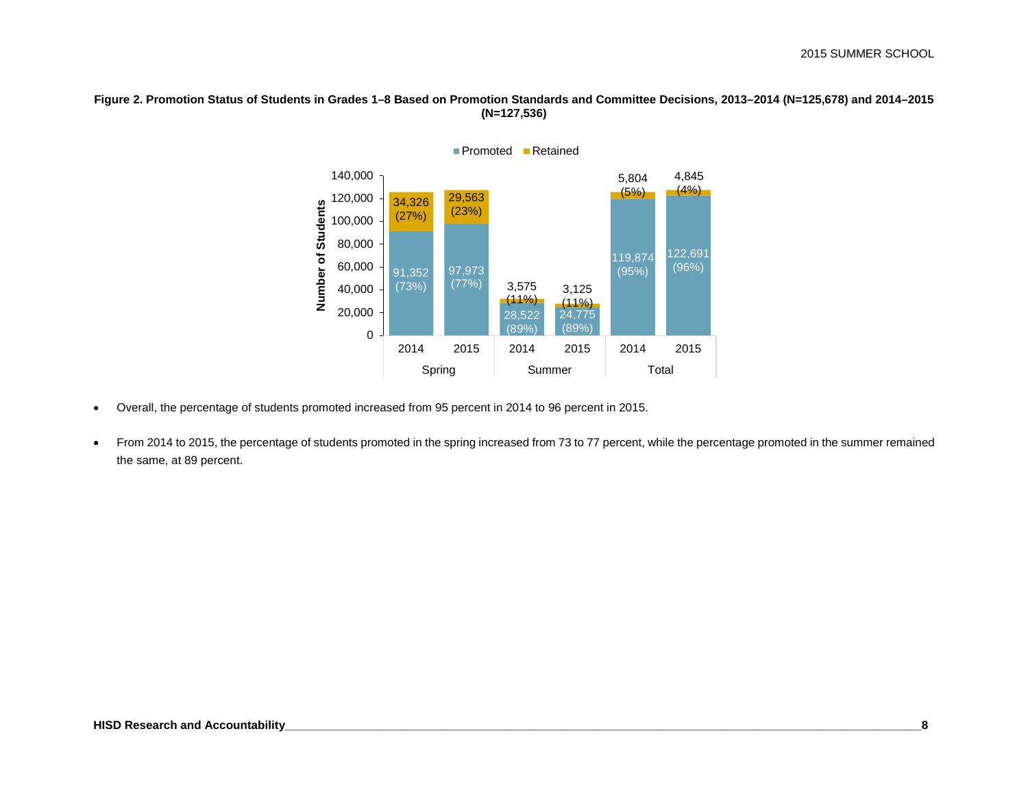**Figure 2. Promotion Status of Students in Grades 1–8 Based on Promotion Standards and Committee Decisions, 2013–2014 (N=125,678) and 2014–2015 (N=127,536)**

| | Spring 2014 | Spring 2015 | Summer 2014 | Summer 2015 | Total 2014 | Total 2015 |
|---|---|---|---|---|---|---|
| Promoted | 91,352 (73%) | 97,973 (77%) | 28,522 (89%) | 24,775 (89%) | 119,874 (95%) | 122,691 (96%) |
| Retained | 34,326 (27%) | 29,563 (23%) | 3,575 (11%) | 3,125 (11%) | 5,804 (5%) | 4,845 (4%) |

- Overall, the percentage of students promoted increased from 95 percent in 2014 to 96 percent in 2015.
- From 2014 to 2015, the percentage of students promoted in the spring increased from 73 to 77 percent, while the percentage promoted in the summer remained the same, at 89 percent.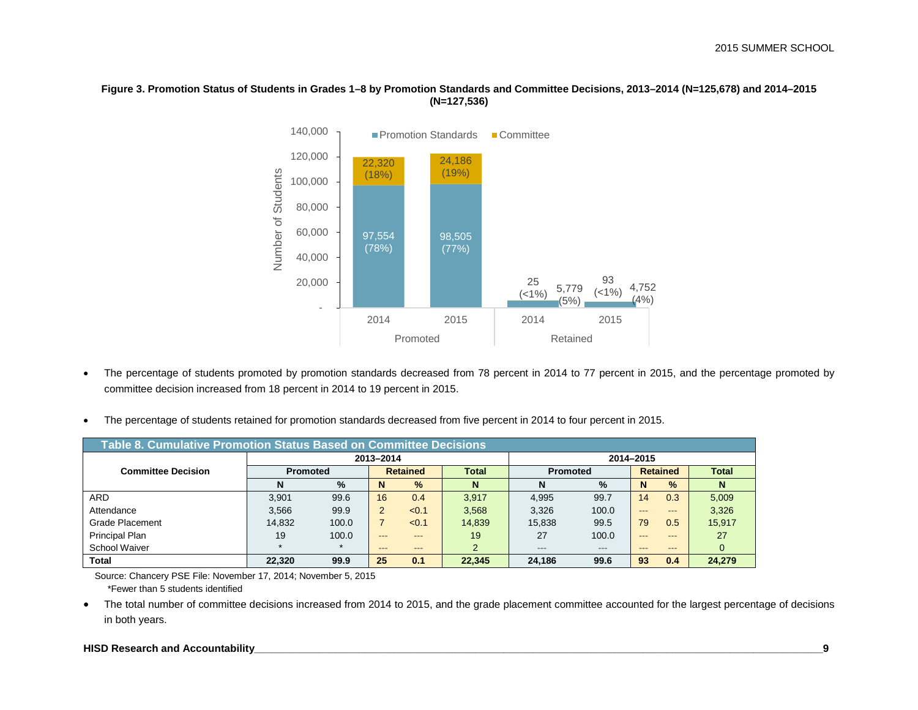**Figure 3. Promotion Status of Students in Grades 1–8 by Promotion Standards and Committee Decisions, 2013–2014 (N=125,678) and 2014–2015 (N=127,536)**

- The percentage of students promoted by promotion standards decreased from 78 percent in 2014 to 77 percent in 2015, and the percentage promoted by committee decision increased from 18 percent in 2014 to 19 percent in 2015.
- The percentage of students retained for promotion standards decreased from five percent in 2014 to four percent in 2015.

**Table 8. Cumulative Promotion Status Based on Committee Decisions**

| Committee Decision | 2013–2014 | | | | | 2014–2015 | | | | |
|---|---|---|---|---|---|---|---|---|---|---|
| | Promoted | | Retained | | Total | Promoted | | Retained | | Total |
| | N | % | N | % | N | N | % | N | % | N |
| ARD | 3,901 | 99.6 | 16 | 0.4 | 3,917 | 4,995 | 99.7 | 14 | 0.3 | 5,009 |
| Attendance | 3,566 | 99.9 | 2 | <0.1 | 3,568 | 3,326 | 100.0 | --- | --- | 3,326 |
| Grade Placement | 14,832 | 100.0 | 7 | <0.1 | 14,839 | 15,838 | 99.5 | 79 | 0.5 | 15,917 |
| Principal Plan | 19 | 100.0 | --- | --- | 19 | 27 | 100.0 | --- | --- | 27 |
| School Waiver | * | * | --- | --- | 2 | --- | --- | --- | --- | 0 |
| **Total** | **22,320** | **99.9** | **25** | **0.1** | **22,345** | **24,186** | **99.6** | **93** | **0.4** | **24,279** |

Source: Chancery PSE File: November 17, 2014; November 5, 2015

*Fewer than 5 students identified

- The total number of committee decisions increased from 2014 to 2015, and the grade placement committee accounted for the largest percentage of decisions in both years.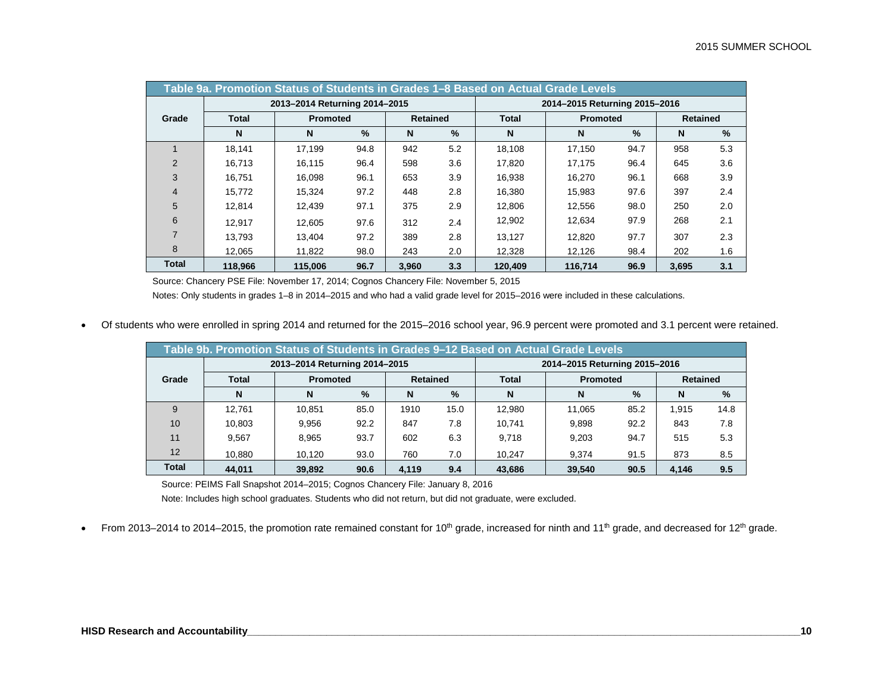| Table 9a. Promotion Status of Students in Grades 1–8 Based on Actual Grade Levels | | | | | | | | | | |
|---|---|---|---|---|---|---|---|---|---|---|
| Grade | 2013–2014 Returning 2014–2015 | | | | | 2014–2015 Returning 2015–2016 | | | | |
| | Total | Promoted | | Retained | | Total | Promoted | | Retained | |
| | N | N | % | N | % | N | N | % | N | % |
| 1 | 18,141 | 17,199 | 94.8 | 942 | 5.2 | 18,108 | 17,150 | 94.7 | 958 | 5.3 |
| 2 | 16,713 | 16,115 | 96.4 | 598 | 3.6 | 17,820 | 17,175 | 96.4 | 645 | 3.6 |
| 3 | 16,751 | 16,098 | 96.1 | 653 | 3.9 | 16,938 | 16,270 | 96.1 | 668 | 3.9 |
| 4 | 15,772 | 15,324 | 97.2 | 448 | 2.8 | 16,380 | 15,983 | 97.6 | 397 | 2.4 |
| 5 | 12,814 | 12,439 | 97.1 | 375 | 2.9 | 12,806 | 12,556 | 98.0 | 250 | 2.0 |
| 6 | 12,917 | 12,605 | 97.6 | 312 | 2.4 | 12,902 | 12,634 | 97.9 | 268 | 2.1 |
| 7 | 13,793 | 13,404 | 97.2 | 389 | 2.8 | 13,127 | 12,820 | 97.7 | 307 | 2.3 |
| 8 | 12,065 | 11,822 | 98.0 | 243 | 2.0 | 12,328 | 12,126 | 98.4 | 202 | 1.6 |
| **Total** | **118,966** | **115,006** | **96.7** | **3,960** | **3.3** | **120,409** | **116,714** | **96.9** | **3,695** | **3.1** |

Source: Chancery PSE File: November 17, 2014; Cognos Chancery File: November 5, 2015

Notes: Only students in grades 1–8 in 2014–2015 and who had a valid grade level for 2015–2016 were included in these calculations.

- Of students who were enrolled in spring 2014 and returned for the 2015–2016 school year, 96.9 percent were promoted and 3.1 percent were retained.

| Table 9b. Promotion Status of Students in Grades 9–12 Based on Actual Grade Levels | | | | | | | | | | |
|---|---|---|---|---|---|---|---|---|---|---|
| Grade | 2013–2014 Returning 2014–2015 | | | | | 2014–2015 Returning 2015–2016 | | | | |
| | Total | Promoted | | Retained | | Total | Promoted | | Retained | |
| | N | N | % | N | % | N | N | % | N | % |
| 9 | 12,761 | 10,851 | 85.0 | 1910 | 15.0 | 12,980 | 11,065 | 85.2 | 1,915 | 14.8 |
| 10 | 10,803 | 9,956 | 92.2 | 847 | 7.8 | 10,741 | 9,898 | 92.2 | 843 | 7.8 |
| 11 | 9,567 | 8,965 | 93.7 | 602 | 6.3 | 9,718 | 9,203 | 94.7 | 515 | 5.3 |
| 12 | 10,880 | 10,120 | 93.0 | 760 | 7.0 | 10,247 | 9,374 | 91.5 | 873 | 8.5 |
| **Total** | **44,011** | **39,892** | **90.6** | **4,119** | **9.4** | **43,686** | **39,540** | **90.5** | **4,146** | **9.5** |

Source: PEIMS Fall Snapshot 2014–2015; Cognos Chancery File: January 8, 2016

Note: Includes high school graduates. Students who did not return, but did not graduate, were excluded.

- From 2013–2014 to 2014–2015, the promotion rate remained constant for 10th grade, increased for ninth and 11th grade, and decreased for 12th grade.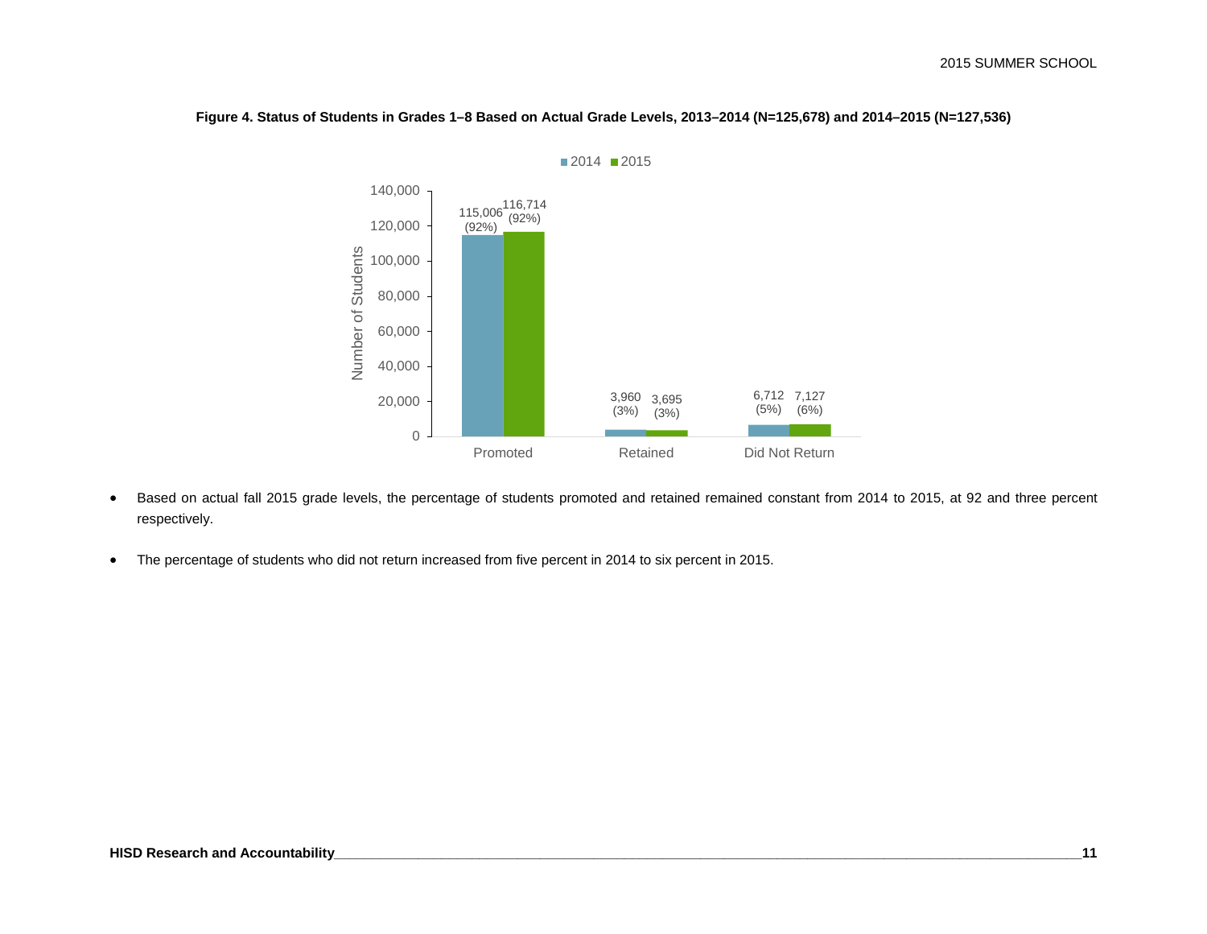**Figure 4. Status of Students in Grades 1–8 Based on Actual Grade Levels, 2013–2014 (N=125,678) and 2014–2015 (N=127,536)**

| | 2014 | 2015 |
|---|---|---|
| Promoted | 115,006 (92%) | 116,714 (92%) |
| Retained | 3,960 (3%) | 3,695 (3%) |
| Did Not Return | 6,712 (5%) | 7,127 (6%) |

- Based on actual fall 2015 grade levels, the percentage of students promoted and retained remained constant from 2014 to 2015, at 92 and three percent respectively.
- The percentage of students who did not return increased from five percent in 2014 to six percent in 2015.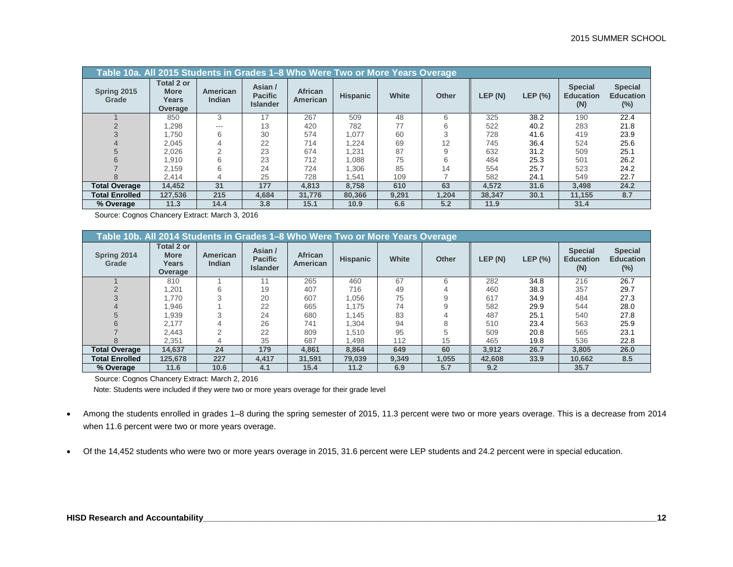**Table 10a. All 2015 Students in Grades 1–8 Who Were Two or More Years Overage**

| Spring 2015 Grade | Total 2 or More Years Overage | American Indian | Asian / Pacific Islander | African American | Hispanic | White | Other | LEP (N) | LEP (%) | Special Education (N) | Special Education (%) |
|---|---|---|---|---|---|---|---|---|---|---|---|
| 1 | 850 | 3 | 17 | 267 | 509 | 48 | 6 | 325 | 38.2 | 190 | 22.4 |
| 2 | 1,298 | --- | 13 | 420 | 782 | 77 | 6 | 522 | 40.2 | 283 | 21.8 |
| 3 | 1,750 | 6 | 30 | 574 | 1,077 | 60 | 3 | 728 | 41.6 | 419 | 23.9 |
| 4 | 2,045 | 4 | 22 | 714 | 1,224 | 69 | 12 | 745 | 36.4 | 524 | 25.6 |
| 5 | 2,026 | 2 | 23 | 674 | 1,231 | 87 | 9 | 632 | 31.2 | 509 | 25.1 |
| 6 | 1,910 | 6 | 23 | 712 | 1,088 | 75 | 6 | 484 | 25.3 | 501 | 26.2 |
| 7 | 2,159 | 6 | 24 | 724 | 1,306 | 85 | 14 | 554 | 25.7 | 523 | 24.2 |
| 8 | 2,414 | 4 | 25 | 728 | 1,541 | 109 | 7 | 582 | 24.1 | 549 | 22.7 |
| **Total Overage** | **14,452** | **31** | **177** | **4,813** | **8,758** | **610** | **63** | **4,572** | **31.6** | **3,498** | **24.2** |
| **Total Enrolled** | **127,536** | **215** | **4,684** | **31,776** | **80,366** | **9,291** | **1,204** | **38,347** | **30.1** | **11,155** | **8.7** |
| **% Overage** | **11.3** | **14.4** | **3.8** | **15.1** | **10.9** | **6.6** | **5.2** | **11.9** | | **31.4** | |

Source: Cognos Chancery Extract: March 3, 2016

**Table 10b. All 2014 Students in Grades 1–8 Who Were Two or More Years Overage**

| Spring 2014 Grade | Total 2 or More Years Overage | American Indian | Asian / Pacific Islander | African American | Hispanic | White | Other | LEP (N) | LEP (%) | Special Education (N) | Special Education (%) |
|---|---|---|---|---|---|---|---|---|---|---|---|
| 1 | 810 | 1 | 11 | 265 | 460 | 67 | 6 | 282 | 34.8 | 216 | 26.7 |
| 2 | 1,201 | 6 | 19 | 407 | 716 | 49 | 4 | 460 | 38.3 | 357 | 29.7 |
| 3 | 1,770 | 3 | 20 | 607 | 1,056 | 75 | 9 | 617 | 34.9 | 484 | 27.3 |
| 4 | 1,946 | 1 | 22 | 665 | 1,175 | 74 | 9 | 582 | 29.9 | 544 | 28.0 |
| 5 | 1,939 | 3 | 24 | 680 | 1,145 | 83 | 4 | 487 | 25.1 | 540 | 27.8 |
| 6 | 2,177 | 4 | 26 | 741 | 1,304 | 94 | 8 | 510 | 23.4 | 563 | 25.9 |
| 7 | 2,443 | 2 | 22 | 809 | 1,510 | 95 | 5 | 509 | 20.8 | 565 | 23.1 |
| 8 | 2,351 | 4 | 35 | 687 | 1,498 | 112 | 15 | 465 | 19.8 | 536 | 22.8 |
| **Total Overage** | **14,637** | **24** | **179** | **4,861** | **8,864** | **649** | **60** | **3,912** | **26.7** | **3,805** | **26.0** |
| **Total Enrolled** | **125,678** | **227** | **4,417** | **31,591** | **79,039** | **9,349** | **1,055** | **42,608** | **33.9** | **10,662** | **8.5** |
| **% Overage** | **11.6** | **10.6** | **4.1** | **15.4** | **11.2** | **6.9** | **5.7** | **9.2** | | **35.7** | |

Source: Cognos Chancery Extract: March 2, 2016

Note: Students were included if they were two or more years overage for their grade level

- Among the students enrolled in grades 1–8 during the spring semester of 2015, 11.3 percent were two or more years overage. This is a decrease from 2014 when 11.6 percent were two or more years overage.
- Of the 14,452 students who were two or more years overage in 2015, 31.6 percent were LEP students and 24.2 percent were in special education.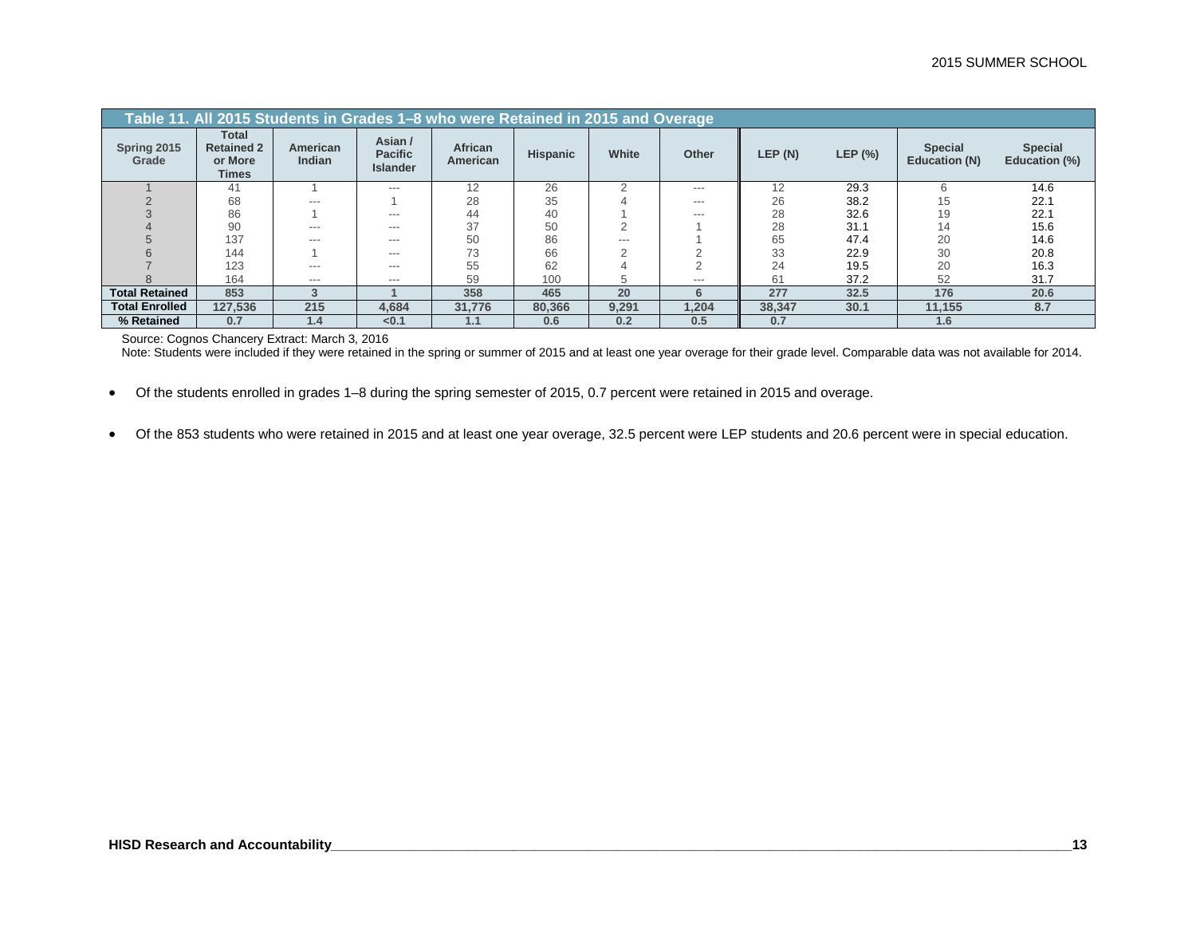**Table 11. All 2015 Students in Grades 1–8 who were Retained in 2015 and Overage**

| Spring 2015 Grade | Total Retained 2 or More Times | American Indian | Asian / Pacific Islander | African American | Hispanic | White | Other | LEP (N) | LEP (%) | Special Education (N) | Special Education (%) |
|---|---|---|---|---|---|---|---|---|---|---|---|
| 1 | 41 | 1 | --- | 12 | 26 | 2 | --- | 12 | 29.3 | 6 | 14.6 |
| 2 | 68 | --- | 1 | 28 | 35 | 4 | --- | 26 | 38.2 | 15 | 22.1 |
| 3 | 86 | 1 | --- | 44 | 40 | 1 | --- | 28 | 32.6 | 19 | 22.1 |
| 4 | 90 | --- | --- | 37 | 50 | 2 | 1 | 28 | 31.1 | 14 | 15.6 |
| 5 | 137 | --- | --- | 50 | 86 | --- | 1 | 65 | 47.4 | 20 | 14.6 |
| 6 | 144 | 1 | --- | 73 | 66 | 2 | 2 | 33 | 22.9 | 30 | 20.8 |
| 7 | 123 | --- | --- | 55 | 62 | 4 | 2 | 24 | 19.5 | 20 | 16.3 |
| 8 | 164 | --- | --- | 59 | 100 | 5 | --- | 61 | 37.2 | 52 | 31.7 |
| **Total Retained** | **853** | **3** | **1** | **358** | **465** | **20** | **6** | **277** | **32.5** | **176** | **20.6** |
| **Total Enrolled** | **127,536** | **215** | **4,684** | **31,776** | **80,366** | **9,291** | **1,204** | **38,347** | **30.1** | **11,155** | **8.7** |
| **% Retained** | **0.7** | **1.4** | **<0.1** | **1.1** | **0.6** | **0.2** | **0.5** | **0.7** | | **1.6** | |

Source: Cognos Chancery Extract: March 3, 2016

Note: Students were included if they were retained in the spring or summer of 2015 and at least one year overage for their grade level. Comparable data was not available for 2014.

- Of the students enrolled in grades 1–8 during the spring semester of 2015, 0.7 percent were retained in 2015 and overage.

- Of the 853 students who were retained in 2015 and at least one year overage, 32.5 percent were LEP students and 20.6 percent were in special education.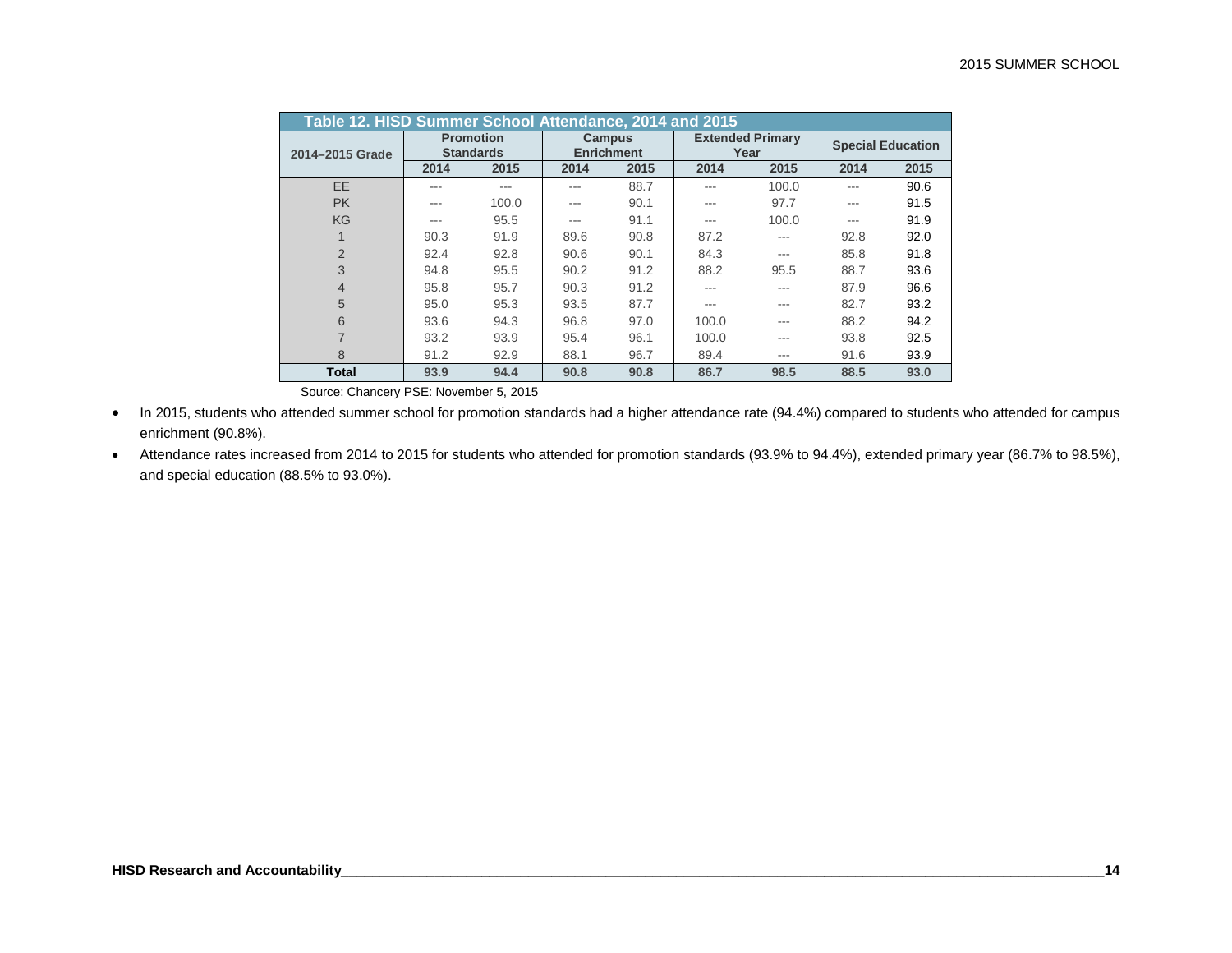**Table 12. HISD Summer School Attendance, 2014 and 2015**

| 2014–2015 Grade | Promotion Standards | | Campus Enrichment | | Extended Primary Year | | Special Education | |
|---|---|---|---|---|---|---|---|---|
| | 2014 | 2015 | 2014 | 2015 | 2014 | 2015 | 2014 | 2015 |
| EE | --- | --- | --- | 88.7 | --- | 100.0 | --- | 90.6 |
| PK | --- | 100.0 | --- | 90.1 | --- | 97.7 | --- | 91.5 |
| KG | --- | 95.5 | --- | 91.1 | --- | 100.0 | --- | 91.9 |
| 1 | 90.3 | 91.9 | 89.6 | 90.8 | 87.2 | --- | 92.8 | 92.0 |
| 2 | 92.4 | 92.8 | 90.6 | 90.1 | 84.3 | --- | 85.8 | 91.8 |
| 3 | 94.8 | 95.5 | 90.2 | 91.2 | 88.2 | 95.5 | 88.7 | 93.6 |
| 4 | 95.8 | 95.7 | 90.3 | 91.2 | --- | --- | 87.9 | 96.6 |
| 5 | 95.0 | 95.3 | 93.5 | 87.7 | --- | --- | 82.7 | 93.2 |
| 6 | 93.6 | 94.3 | 96.8 | 97.0 | 100.0 | --- | 88.2 | 94.2 |
| 7 | 93.2 | 93.9 | 95.4 | 96.1 | 100.0 | --- | 93.8 | 92.5 |
| 8 | 91.2 | 92.9 | 88.1 | 96.7 | 89.4 | --- | 91.6 | 93.9 |
| **Total** | **93.9** | **94.4** | **90.8** | **90.8** | **86.7** | **98.5** | **88.5** | **93.0** |

Source: Chancery PSE: November 5, 2015

- In 2015, students who attended summer school for promotion standards had a higher attendance rate (94.4%) compared to students who attended for campus enrichment (90.8%).
- Attendance rates increased from 2014 to 2015 for students who attended for promotion standards (93.9% to 94.4%), extended primary year (86.7% to 98.5%), and special education (88.5% to 93.0%).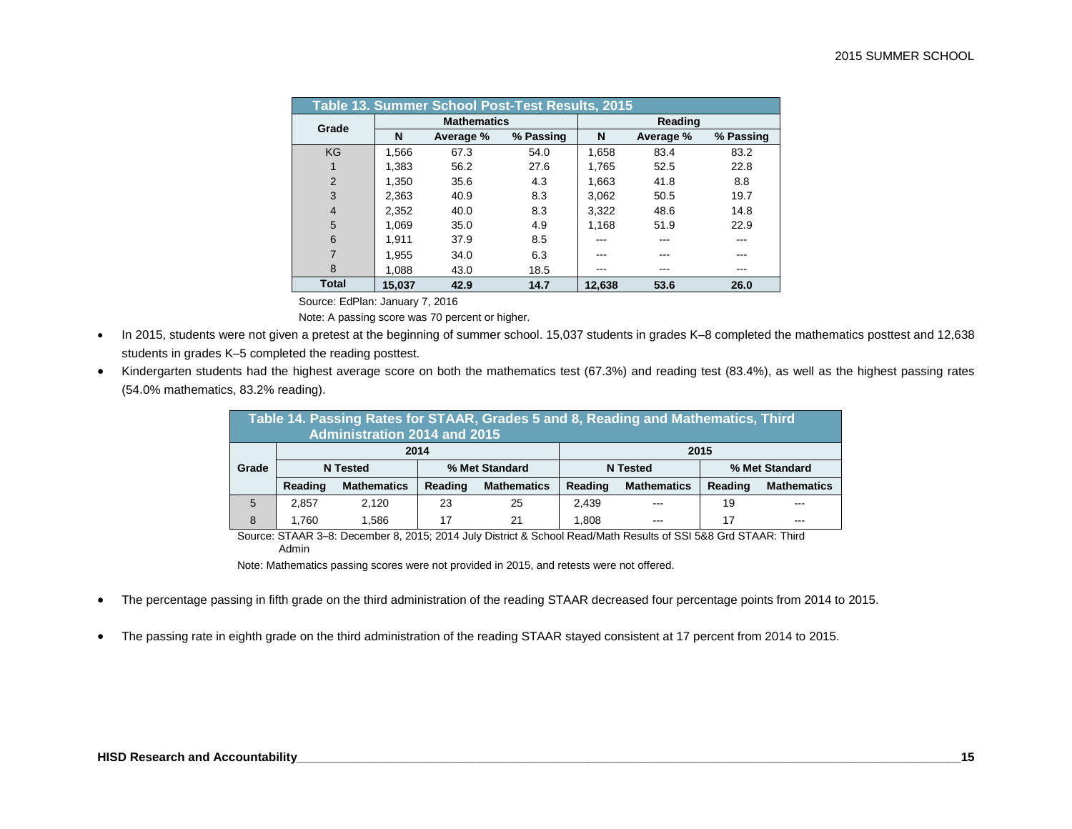**Table 13. Summer School Post-Test Results, 2015**

| Grade | Mathematics | | | Reading | | |
|---|---|---|---|---|---|---|
| | N | Average % | % Passing | N | Average % | % Passing |
| KG | 1,566 | 67.3 | 54.0 | 1,658 | 83.4 | 83.2 |
| 1 | 1,383 | 56.2 | 27.6 | 1,765 | 52.5 | 22.8 |
| 2 | 1,350 | 35.6 | 4.3 | 1,663 | 41.8 | 8.8 |
| 3 | 2,363 | 40.9 | 8.3 | 3,062 | 50.5 | 19.7 |
| 4 | 2,352 | 40.0 | 8.3 | 3,322 | 48.6 | 14.8 |
| 5 | 1,069 | 35.0 | 4.9 | 1,168 | 51.9 | 22.9 |
| 6 | 1,911 | 37.9 | 8.5 | --- | --- | --- |
| 7 | 1,955 | 34.0 | 6.3 | --- | --- | --- |
| 8 | 1,088 | 43.0 | 18.5 | --- | --- | --- |
| **Total** | **15,037** | **42.9** | **14.7** | **12,638** | **53.6** | **26.0** |

Source: EdPlan: January 7, 2016

Note: A passing score was 70 percent or higher.

- In 2015, students were not given a pretest at the beginning of summer school. 15,037 students in grades K–8 completed the mathematics posttest and 12,638 students in grades K–5 completed the reading posttest.
- Kindergarten students had the highest average score on both the mathematics test (67.3%) and reading test (83.4%), as well as the highest passing rates (54.0% mathematics, 83.2% reading).

**Table 14. Passing Rates for STAAR, Grades 5 and 8, Reading and Mathematics, Third Administration 2014 and 2015**

| Grade | 2014 | | | | 2015 | | | |
|---|---|---|---|---|---|---|---|---|
| | N Tested | | % Met Standard | | N Tested | | % Met Standard | |
| | Reading | Mathematics | Reading | Mathematics | Reading | Mathematics | Reading | Mathematics |
| 5 | 2,857 | 2,120 | 23 | 25 | 2,439 | --- | 19 | --- |
| 8 | 1,760 | 1,586 | 17 | 21 | 1,808 | --- | 17 | --- |

Source: STAAR 3–8: December 8, 2015; 2014 July District & School Read/Math Results of SSI 5&8 Grd STAAR: Third Admin

Note: Mathematics passing scores were not provided in 2015, and retests were not offered.

- The percentage passing in fifth grade on the third administration of the reading STAAR decreased four percentage points from 2014 to 2015.
- The passing rate in eighth grade on the third administration of the reading STAAR stayed consistent at 17 percent from 2014 to 2015.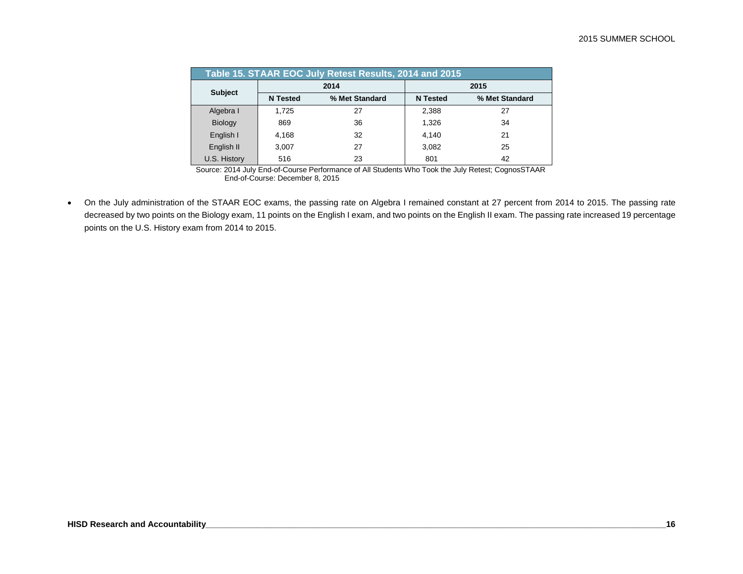**Table 15. STAAR EOC July Retest Results, 2014 and 2015**

| Subject | 2014 | | 2015 | |
|---|---|---|---|---|
| | N Tested | % Met Standard | N Tested | % Met Standard |
| Algebra I | 1,725 | 27 | 2,388 | 27 |
| Biology | 869 | 36 | 1,326 | 34 |
| English I | 4,168 | 32 | 4,140 | 21 |
| English II | 3,007 | 27 | 3,082 | 25 |
| U.S. History | 516 | 23 | 801 | 42 |

Source: 2014 July End-of-Course Performance of All Students Who Took the July Retest; CognosSTAAR End-of-Course: December 8, 2015

- On the July administration of the STAAR EOC exams, the passing rate on Algebra I remained constant at 27 percent from 2014 to 2015. The passing rate decreased by two points on the Biology exam, 11 points on the English I exam, and two points on the English II exam. The passing rate increased 19 percentage points on the U.S. History exam from 2014 to 2015.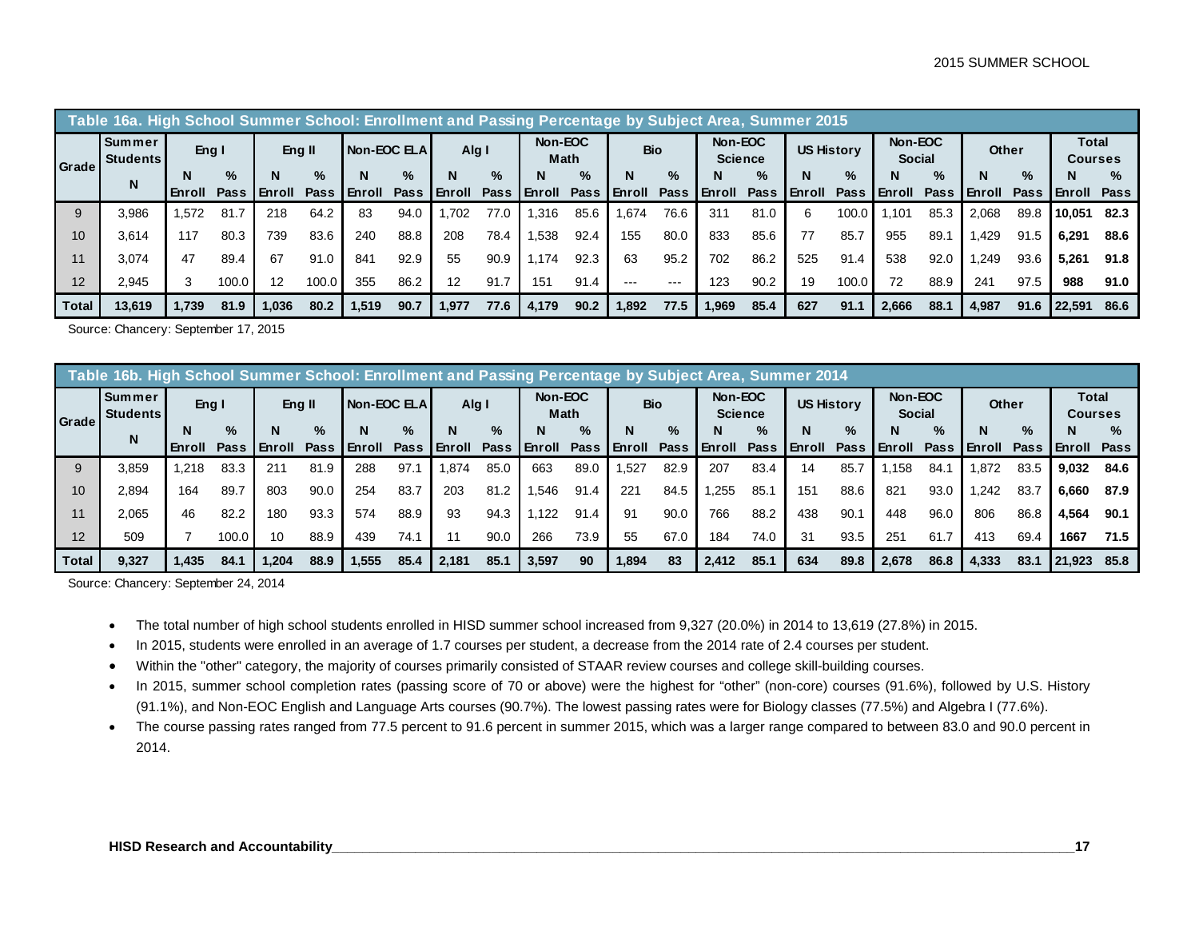**Table 16a. High School Summer School: Enrollment and Passing Percentage by Subject Area, Summer 2015**

| Grade | Summer Students | Eng I | | Eng II | | Non-EOC ELA | | Alg I | | Non-EOC Math | | Bio | | Non-EOC Science | | US History | | Non-EOC Social | | Other | | Total Courses | |
|---|---|---|---|---|---|---|---|---|---|---|---|---|---|---|---|---|---|---|---|---|---|---|---|
| | N | N Enroll | % Pass | N Enroll | % Pass | N Enroll | % Pass | N Enroll | % Pass | N Enroll | % Pass | N Enroll | % Pass | N Enroll | % Pass | N Enroll | % Pass | N Enroll | % Pass | N Enroll | % Pass | N Enroll | % Pass |
| 9 | 3,986 | 1,572 | 81.7 | 218 | 64.2 | 83 | 94.0 | 1,702 | 77.0 | 1,316 | 85.6 | 1,674 | 76.6 | 311 | 81.0 | 6 | 100.0 | 1,101 | 85.3 | 2,068 | 89.8 | **10,051** | **82.3** |
| 10 | 3,614 | 117 | 80.3 | 739 | 83.6 | 240 | 88.8 | 208 | 78.4 | 1,538 | 92.4 | 155 | 80.0 | 833 | 85.6 | 77 | 85.7 | 955 | 89.1 | 1,429 | 91.5 | **6,291** | **88.6** |
| 11 | 3,074 | 47 | 89.4 | 67 | 91.0 | 841 | 92.9 | 55 | 90.9 | 1,174 | 92.3 | 63 | 95.2 | 702 | 86.2 | 525 | 91.4 | 538 | 92.0 | 1,249 | 93.6 | **5,261** | **91.8** |
| 12 | 2,945 | 3 | 100.0 | 12 | 100.0 | 355 | 86.2 | 12 | 91.7 | 151 | 91.4 | --- | --- | 123 | 90.2 | 19 | 100.0 | 72 | 88.9 | 241 | 97.5 | **988** | **91.0** |
| **Total** | **13,619** | **1,739** | **81.9** | **1,036** | **80.2** | **1,519** | **90.7** | **1,977** | **77.6** | **4,179** | **90.2** | **1,892** | **77.5** | **1,969** | **85.4** | **627** | **91.1** | **2,666** | **88.1** | **4,987** | **91.6** | **22,591** | **86.6** |

Source: Chancery: September 17, 2015

**Table 16b. High School Summer School: Enrollment and Passing Percentage by Subject Area, Summer 2014**

| Grade | Summer Students | Eng I | | Eng II | | Non-EOC ELA | | Alg I | | Non-EOC Math | | Bio | | Non-EOC Science | | US History | | Non-EOC Social | | Other | | Total Courses | |
|---|---|---|---|---|---|---|---|---|---|---|---|---|---|---|---|---|---|---|---|---|---|---|---|
| | N | N Enroll | % Pass | N Enroll | % Pass | N Enroll | % Pass | N Enroll | % Pass | N Enroll | % Pass | N Enroll | % Pass | N Enroll | % Pass | N Enroll | % Pass | N Enroll | % Pass | N Enroll | % Pass | N Enroll | % Pass |
| 9 | 3,859 | 1,218 | 83.3 | 211 | 81.9 | 288 | 97.1 | 1,874 | 85.0 | 663 | 89.0 | 1,527 | 82.9 | 207 | 83.4 | 14 | 85.7 | 1,158 | 84.1 | 1,872 | 83.5 | **9,032** | **84.6** |
| 10 | 2,894 | 164 | 89.7 | 803 | 90.0 | 254 | 83.7 | 203 | 81.2 | 1,546 | 91.4 | 221 | 84.5 | 1,255 | 85.1 | 151 | 88.6 | 821 | 93.0 | 1,242 | 83.7 | **6,660** | **87.9** |
| 11 | 2,065 | 46 | 82.2 | 180 | 93.3 | 574 | 88.9 | 93 | 94.3 | 1,122 | 91.4 | 91 | 90.0 | 766 | 88.2 | 438 | 90.1 | 448 | 96.0 | 806 | 86.8 | **4,564** | **90.1** |
| 12 | 509 | 7 | 100.0 | 10 | 88.9 | 439 | 74.1 | 11 | 90.0 | 266 | 73.9 | 55 | 67.0 | 184 | 74.0 | 31 | 93.5 | 251 | 61.7 | 413 | 69.4 | **1667** | **71.5** |
| **Total** | **9,327** | **1,435** | **84.1** | **1,204** | **88.9** | **1,555** | **85.4** | **2,181** | **85.1** | **3,597** | **90** | **1,894** | **83** | **2,412** | **85.1** | **634** | **89.8** | **2,678** | **86.8** | **4,333** | **83.1** | **21,923** | **85.8** |

Source: Chancery: September 24, 2014

- The total number of high school students enrolled in HISD summer school increased from 9,327 (20.0%) in 2014 to 13,619 (27.8%) in 2015.
- In 2015, students were enrolled in an average of 1.7 courses per student, a decrease from the 2014 rate of 2.4 courses per student.
- Within the "other" category, the majority of courses primarily consisted of STAAR review courses and college skill-building courses.
- In 2015, summer school completion rates (passing score of 70 or above) were the highest for "other" (non-core) courses (91.6%), followed by U.S. History (91.1%), and Non-EOC English and Language Arts courses (90.7%). The lowest passing rates were for Biology classes (77.5%) and Algebra I (77.6%).
- The course passing rates ranged from 77.5 percent to 91.6 percent in summer 2015, which was a larger range compared to between 83.0 and 90.0 percent in 2014.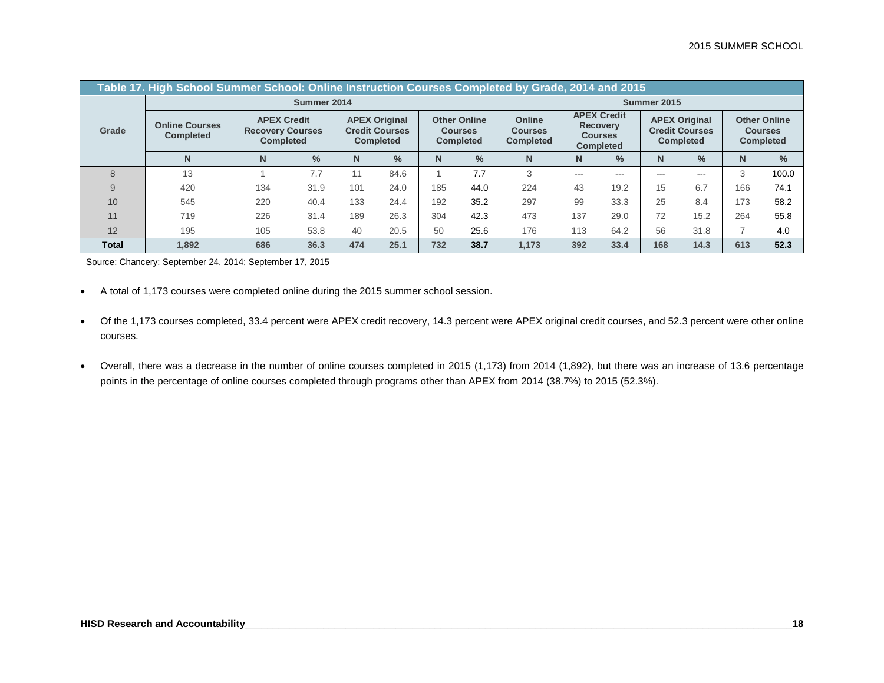**Table 17. High School Summer School: Online Instruction Courses Completed by Grade, 2014 and 2015**

| Grade | Summer 2014 | | | | | | | Summer 2015 | | | | | | |
|---|---|---|---|---|---|---|---|---|---|---|---|---|---|---|
| | Online Courses Completed | APEX Credit Recovery Courses Completed | | APEX Original Credit Courses Completed | | Other Online Courses Completed | | Online Courses Completed | APEX Credit Recovery Courses Completed | | APEX Original Credit Courses Completed | | Other Online Courses Completed | |
| | N | N | % | N | % | N | % | N | N | % | N | % | N | % |
| 8 | 13 | 1 | 7.7 | 11 | 84.6 | 1 | 7.7 | 3 | --- | --- | --- | --- | 3 | 100.0 |
| 9 | 420 | 134 | 31.9 | 101 | 24.0 | 185 | 44.0 | 224 | 43 | 19.2 | 15 | 6.7 | 166 | 74.1 |
| 10 | 545 | 220 | 40.4 | 133 | 24.4 | 192 | 35.2 | 297 | 99 | 33.3 | 25 | 8.4 | 173 | 58.2 |
| 11 | 719 | 226 | 31.4 | 189 | 26.3 | 304 | 42.3 | 473 | 137 | 29.0 | 72 | 15.2 | 264 | 55.8 |
| 12 | 195 | 105 | 53.8 | 40 | 20.5 | 50 | 25.6 | 176 | 113 | 64.2 | 56 | 31.8 | 7 | 4.0 |
| **Total** | **1,892** | **686** | **36.3** | **474** | **25.1** | **732** | **38.7** | **1,173** | **392** | **33.4** | **168** | **14.3** | **613** | **52.3** |

Source: Chancery: September 24, 2014; September 17, 2015

- A total of 1,173 courses were completed online during the 2015 summer school session.
- Of the 1,173 courses completed, 33.4 percent were APEX credit recovery, 14.3 percent were APEX original credit courses, and 52.3 percent were other online courses.
- Overall, there was a decrease in the number of online courses completed in 2015 (1,173) from 2014 (1,892), but there was an increase of 13.6 percentage points in the percentage of online courses completed through programs other than APEX from 2014 (38.7%) to 2015 (52.3%).